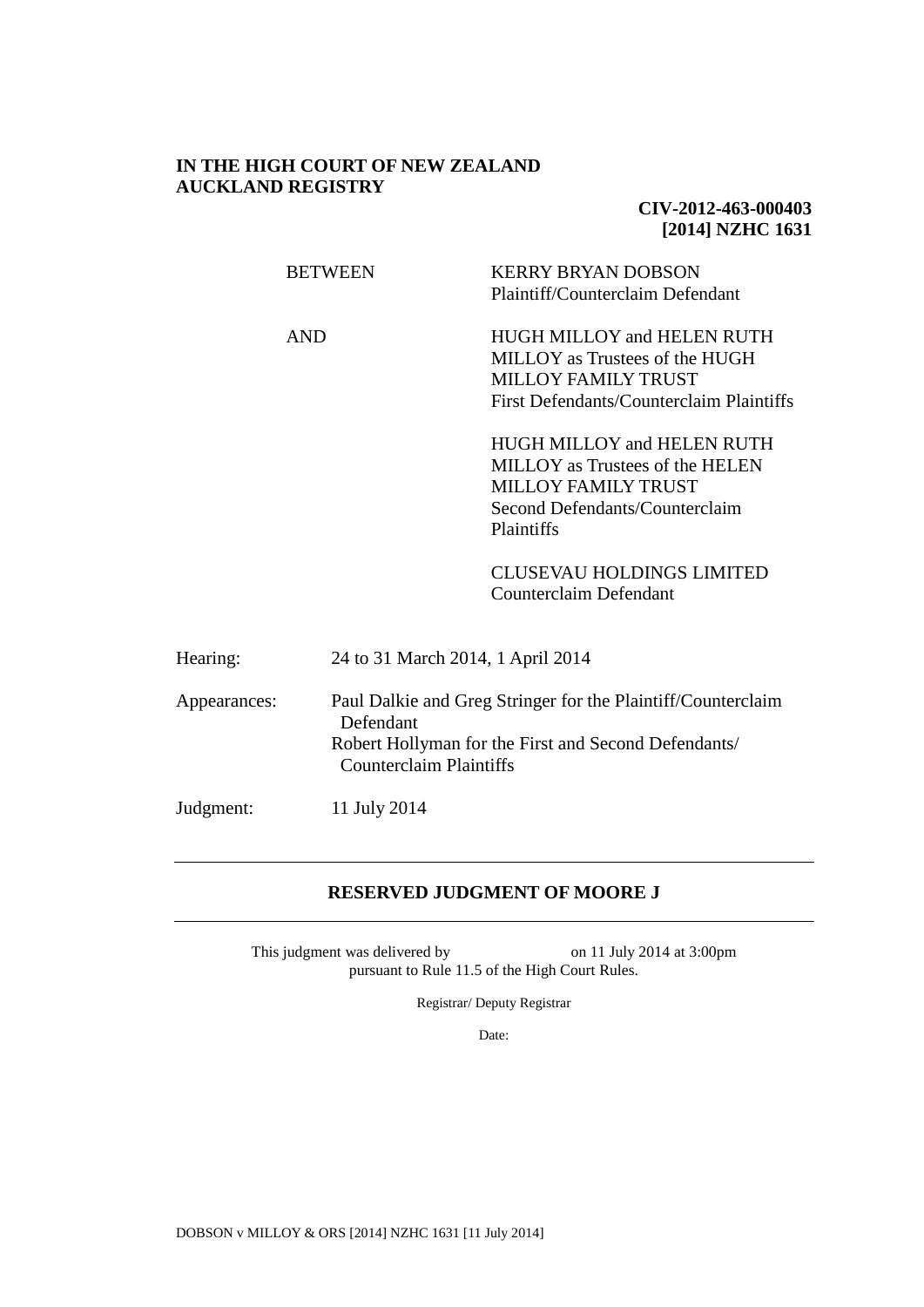**IN THE HIGH COURT OF NEW ZEALAND**
**AUCKLAND REGISTRY**

**CIV-2012-463-000403**
**[2014] NZHC 1631**

| | |
|---|---|
| BETWEEN | KERRY BRYAN DOBSON<br>Plaintiff/Counterclaim Defendant |
| AND | HUGH MILLOY and HELEN RUTH MILLOY as Trustees of the HUGH MILLOY FAMILY TRUST<br>First Defendants/Counterclaim Plaintiffs |
| | HUGH MILLOY and HELEN RUTH MILLOY as Trustees of the HELEN MILLOY FAMILY TRUST<br>Second Defendants/Counterclaim Plaintiffs |
| | CLUSEVAU HOLDINGS LIMITED<br>Counterclaim Defendant |

| | |
|---|---|
| Hearing: | 24 to 31 March 2014, 1 April 2014 |
| Appearances: | Paul Dalkie and Greg Stringer for the Plaintiff/Counterclaim Defendant<br>Robert Hollyman for the First and Second Defendants/ Counterclaim Plaintiffs |
| Judgment: | 11 July 2014 |

---

**RESERVED JUDGMENT OF MOORE J**

---

This judgment was delivered by on 11 July 2014 at 3:00pm pursuant to Rule 11.5 of the High Court Rules.

Registrar/ Deputy Registrar

Date:

DOBSON v MILLOY & ORS [2014] NZHC 1631 [11 July 2014]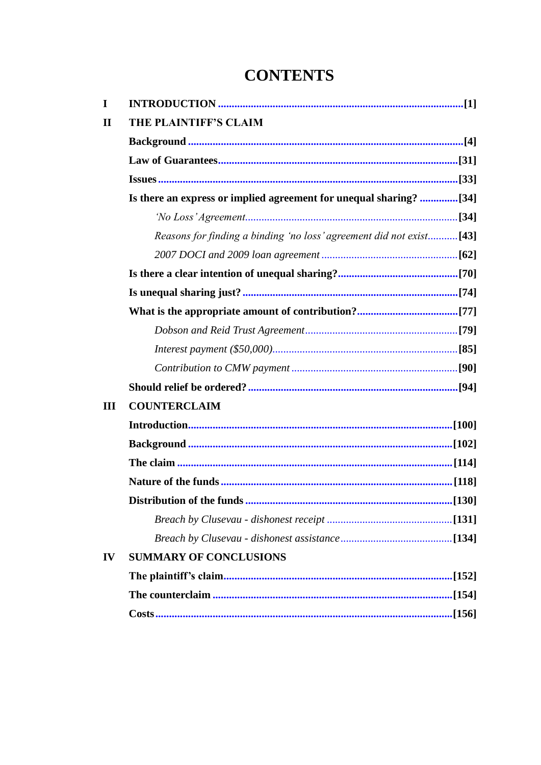# CONTENTS

| | | |
|---|---|---|
| **I** | **INTRODUCTION** | **[1]** |
| **II** | **THE PLAINTIFF'S CLAIM** | |
| | **Background** | **[4]** |
| | **Law of Guarantees** | **[31]** |
| | **Issues** | **[33]** |
| | **Is there an express or implied agreement for unequal sharing?** | **[34]** |
| | *'No Loss' Agreement* | **[34]** |
| | *Reasons for finding a binding 'no loss' agreement did not exist* | **[43]** |
| | *2007 DOCI and 2009 loan agreement* | **[62]** |
| | **Is there a clear intention of unequal sharing?** | **[70]** |
| | **Is unequal sharing just?** | **[74]** |
| | **What is the appropriate amount of contribution?** | **[77]** |
| | *Dobson and Reid Trust Agreement* | **[79]** |
| | *Interest payment ($50,000)* | **[85]** |
| | *Contribution to CMW payment* | **[90]** |
| | **Should relief be ordered?** | **[94]** |
| **III** | **COUNTERCLAIM** | |
| | **Introduction** | **[100]** |
| | **Background** | **[102]** |
| | **The claim** | **[114]** |
| | **Nature of the funds** | **[118]** |
| | **Distribution of the funds** | **[130]** |
| | *Breach by Clusevau - dishonest receipt* | **[131]** |
| | *Breach by Clusevau - dishonest assistance* | **[134]** |
| **IV** | **SUMMARY OF CONCLUSIONS** | |
| | **The plaintiff's claim** | **[152]** |
| | **The counterclaim** | **[154]** |
| | **Costs** | **[156]** |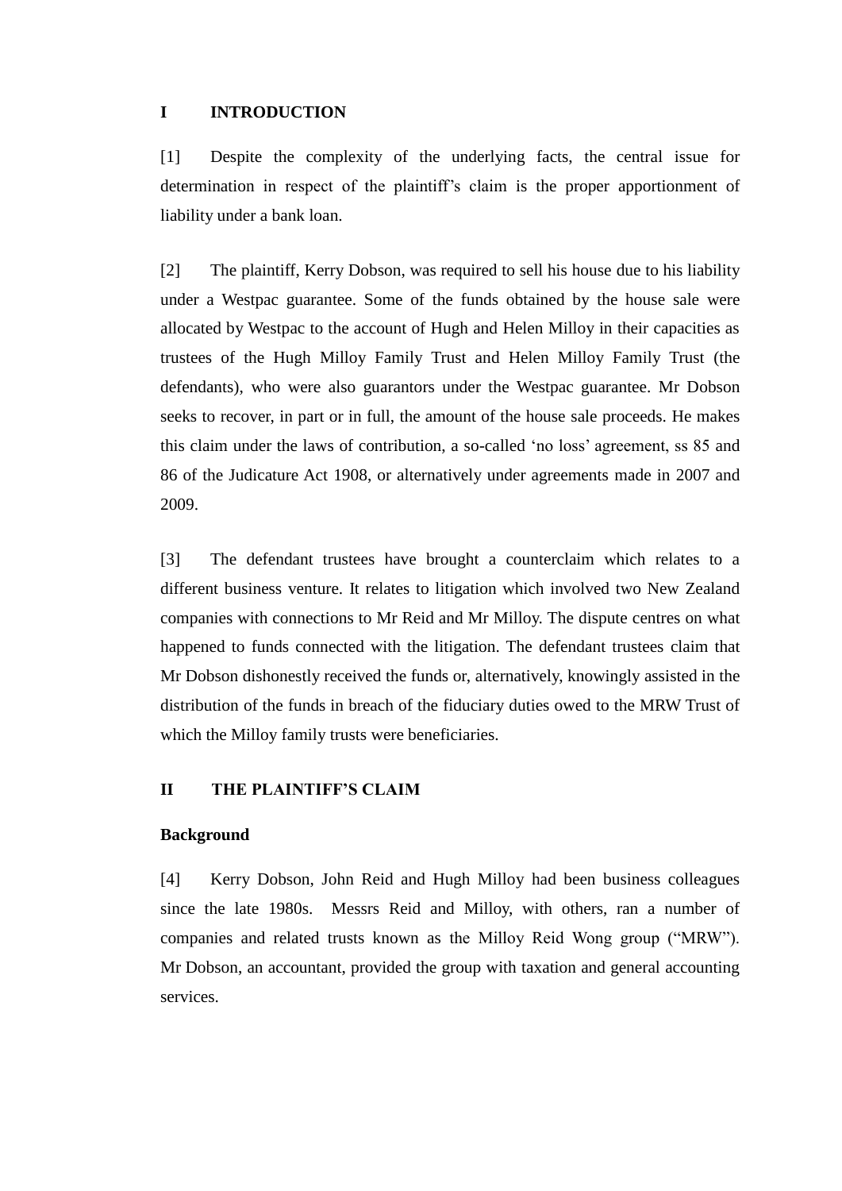## I INTRODUCTION

[1] Despite the complexity of the underlying facts, the central issue for determination in respect of the plaintiff's claim is the proper apportionment of liability under a bank loan.

[2] The plaintiff, Kerry Dobson, was required to sell his house due to his liability under a Westpac guarantee. Some of the funds obtained by the house sale were allocated by Westpac to the account of Hugh and Helen Milloy in their capacities as trustees of the Hugh Milloy Family Trust and Helen Milloy Family Trust (the defendants), who were also guarantors under the Westpac guarantee. Mr Dobson seeks to recover, in part or in full, the amount of the house sale proceeds. He makes this claim under the laws of contribution, a so-called 'no loss' agreement, ss 85 and 86 of the Judicature Act 1908, or alternatively under agreements made in 2007 and 2009.

[3] The defendant trustees have brought a counterclaim which relates to a different business venture. It relates to litigation which involved two New Zealand companies with connections to Mr Reid and Mr Milloy. The dispute centres on what happened to funds connected with the litigation. The defendant trustees claim that Mr Dobson dishonestly received the funds or, alternatively, knowingly assisted in the distribution of the funds in breach of the fiduciary duties owed to the MRW Trust of which the Milloy family trusts were beneficiaries.

## II THE PLAINTIFF'S CLAIM

### Background

[4] Kerry Dobson, John Reid and Hugh Milloy had been business colleagues since the late 1980s. Messrs Reid and Milloy, with others, ran a number of companies and related trusts known as the Milloy Reid Wong group ("MRW"). Mr Dobson, an accountant, provided the group with taxation and general accounting services.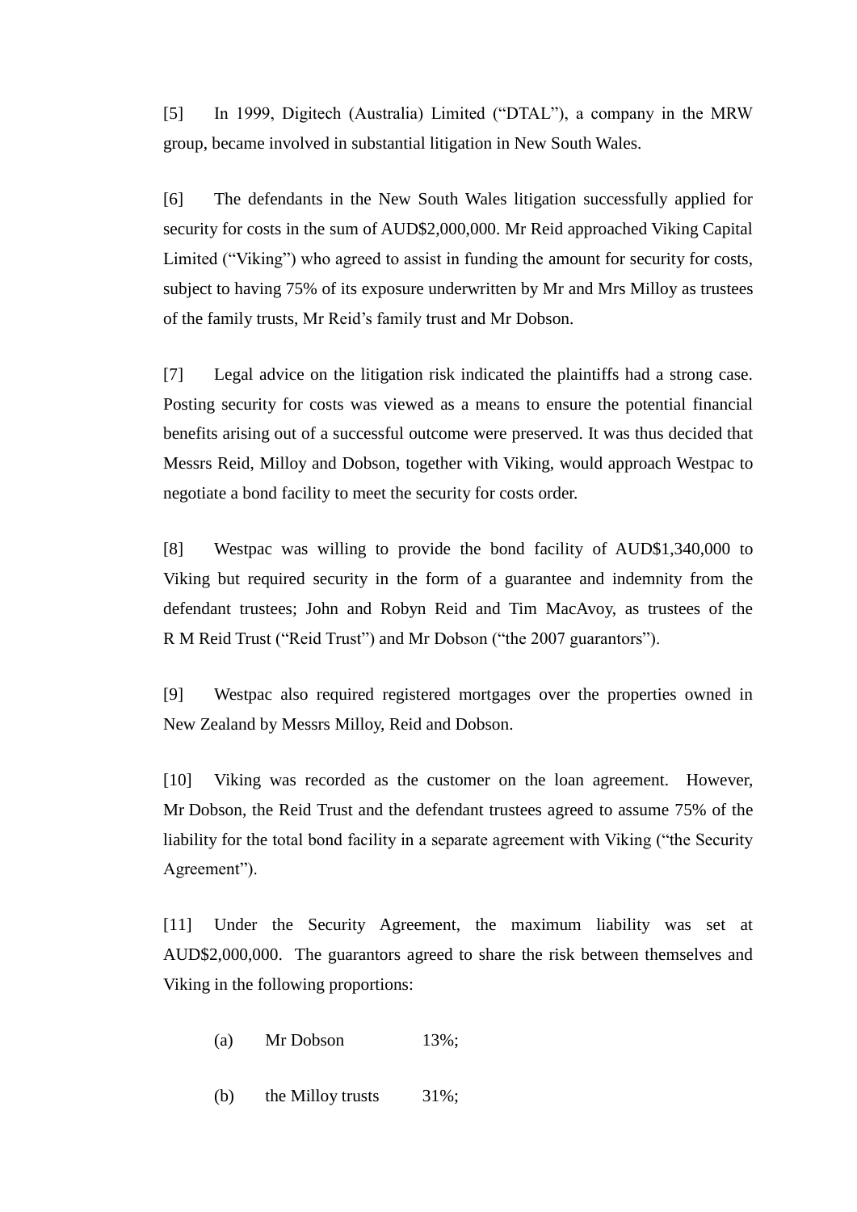[5] In 1999, Digitech (Australia) Limited ("DTAL"), a company in the MRW group, became involved in substantial litigation in New South Wales.

[6] The defendants in the New South Wales litigation successfully applied for security for costs in the sum of AUD$2,000,000. Mr Reid approached Viking Capital Limited ("Viking") who agreed to assist in funding the amount for security for costs, subject to having 75% of its exposure underwritten by Mr and Mrs Milloy as trustees of the family trusts, Mr Reid's family trust and Mr Dobson.

[7] Legal advice on the litigation risk indicated the plaintiffs had a strong case. Posting security for costs was viewed as a means to ensure the potential financial benefits arising out of a successful outcome were preserved. It was thus decided that Messrs Reid, Milloy and Dobson, together with Viking, would approach Westpac to negotiate a bond facility to meet the security for costs order.

[8] Westpac was willing to provide the bond facility of AUD$1,340,000 to Viking but required security in the form of a guarantee and indemnity from the defendant trustees; John and Robyn Reid and Tim MacAvoy, as trustees of the R M Reid Trust ("Reid Trust") and Mr Dobson ("the 2007 guarantors").

[9] Westpac also required registered mortgages over the properties owned in New Zealand by Messrs Milloy, Reid and Dobson.

[10] Viking was recorded as the customer on the loan agreement. However, Mr Dobson, the Reid Trust and the defendant trustees agreed to assume 75% of the liability for the total bond facility in a separate agreement with Viking ("the Security Agreement").

[11] Under the Security Agreement, the maximum liability was set at AUD$2,000,000. The guarantors agreed to share the risk between themselves and Viking in the following proportions:

(a) Mr Dobson 13%;

(b) the Milloy trusts 31%;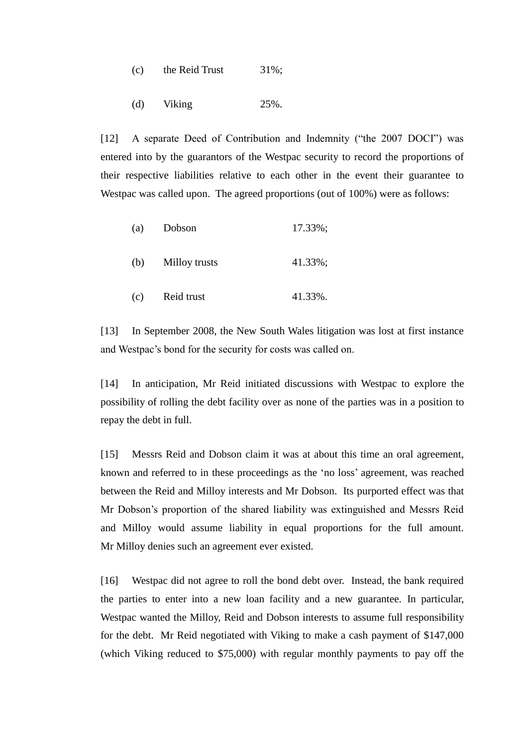(c) the Reid Trust 31%;

(d) Viking 25%.

[12] A separate Deed of Contribution and Indemnity ("the 2007 DOCI") was entered into by the guarantors of the Westpac security to record the proportions of their respective liabilities relative to each other in the event their guarantee to Westpac was called upon. The agreed proportions (out of 100%) were as follows:

(a) Dobson 17.33%;

(b) Milloy trusts 41.33%;

(c) Reid trust 41.33%.

[13] In September 2008, the New South Wales litigation was lost at first instance and Westpac's bond for the security for costs was called on.

[14] In anticipation, Mr Reid initiated discussions with Westpac to explore the possibility of rolling the debt facility over as none of the parties was in a position to repay the debt in full.

[15] Messrs Reid and Dobson claim it was at about this time an oral agreement, known and referred to in these proceedings as the 'no loss' agreement, was reached between the Reid and Milloy interests and Mr Dobson. Its purported effect was that Mr Dobson's proportion of the shared liability was extinguished and Messrs Reid and Milloy would assume liability in equal proportions for the full amount. Mr Milloy denies such an agreement ever existed.

[16] Westpac did not agree to roll the bond debt over. Instead, the bank required the parties to enter into a new loan facility and a new guarantee. In particular, Westpac wanted the Milloy, Reid and Dobson interests to assume full responsibility for the debt. Mr Reid negotiated with Viking to make a cash payment of $147,000 (which Viking reduced to $75,000) with regular monthly payments to pay off the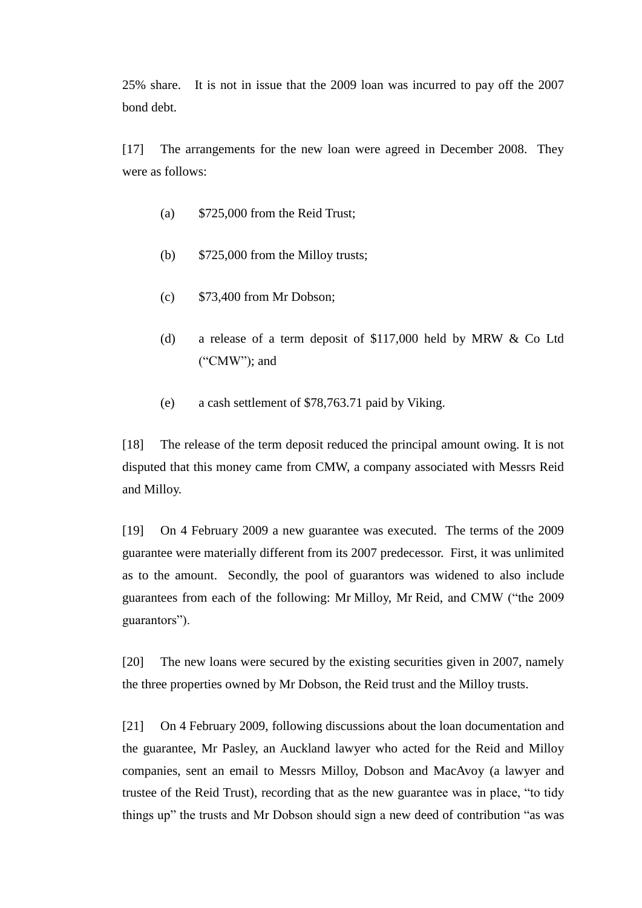25% share. It is not in issue that the 2009 loan was incurred to pay off the 2007 bond debt.

[17] The arrangements for the new loan were agreed in December 2008. They were as follows:

(a) $725,000 from the Reid Trust;

(b) $725,000 from the Milloy trusts;

(c) $73,400 from Mr Dobson;

(d) a release of a term deposit of $117,000 held by MRW & Co Ltd ("CMW"); and

(e) a cash settlement of $78,763.71 paid by Viking.

[18] The release of the term deposit reduced the principal amount owing. It is not disputed that this money came from CMW, a company associated with Messrs Reid and Milloy.

[19] On 4 February 2009 a new guarantee was executed. The terms of the 2009 guarantee were materially different from its 2007 predecessor. First, it was unlimited as to the amount. Secondly, the pool of guarantors was widened to also include guarantees from each of the following: Mr Milloy, Mr Reid, and CMW ("the 2009 guarantors").

[20] The new loans were secured by the existing securities given in 2007, namely the three properties owned by Mr Dobson, the Reid trust and the Milloy trusts.

[21] On 4 February 2009, following discussions about the loan documentation and the guarantee, Mr Pasley, an Auckland lawyer who acted for the Reid and Milloy companies, sent an email to Messrs Milloy, Dobson and MacAvoy (a lawyer and trustee of the Reid Trust), recording that as the new guarantee was in place, "to tidy things up" the trusts and Mr Dobson should sign a new deed of contribution "as was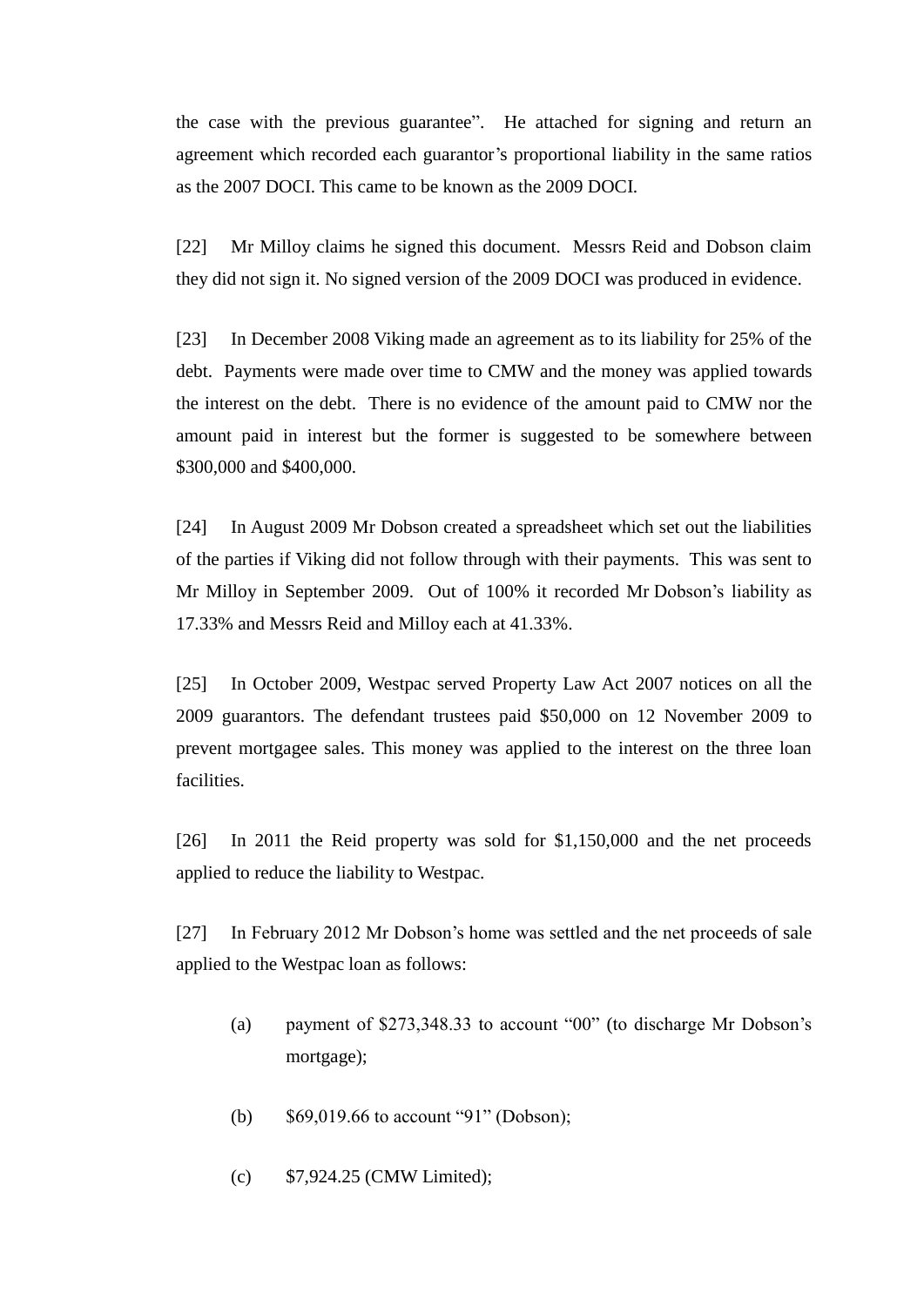the case with the previous guarantee". He attached for signing and return an agreement which recorded each guarantor's proportional liability in the same ratios as the 2007 DOCI. This came to be known as the 2009 DOCI.

[22] Mr Milloy claims he signed this document. Messrs Reid and Dobson claim they did not sign it. No signed version of the 2009 DOCI was produced in evidence.

[23] In December 2008 Viking made an agreement as to its liability for 25% of the debt. Payments were made over time to CMW and the money was applied towards the interest on the debt. There is no evidence of the amount paid to CMW nor the amount paid in interest but the former is suggested to be somewhere between $300,000 and $400,000.

[24] In August 2009 Mr Dobson created a spreadsheet which set out the liabilities of the parties if Viking did not follow through with their payments. This was sent to Mr Milloy in September 2009. Out of 100% it recorded Mr Dobson's liability as 17.33% and Messrs Reid and Milloy each at 41.33%.

[25] In October 2009, Westpac served Property Law Act 2007 notices on all the 2009 guarantors. The defendant trustees paid $50,000 on 12 November 2009 to prevent mortgagee sales. This money was applied to the interest on the three loan facilities.

[26] In 2011 the Reid property was sold for $1,150,000 and the net proceeds applied to reduce the liability to Westpac.

[27] In February 2012 Mr Dobson's home was settled and the net proceeds of sale applied to the Westpac loan as follows:

(a) payment of $273,348.33 to account "00" (to discharge Mr Dobson's mortgage);

(b) $69,019.66 to account "91" (Dobson);

(c) $7,924.25 (CMW Limited);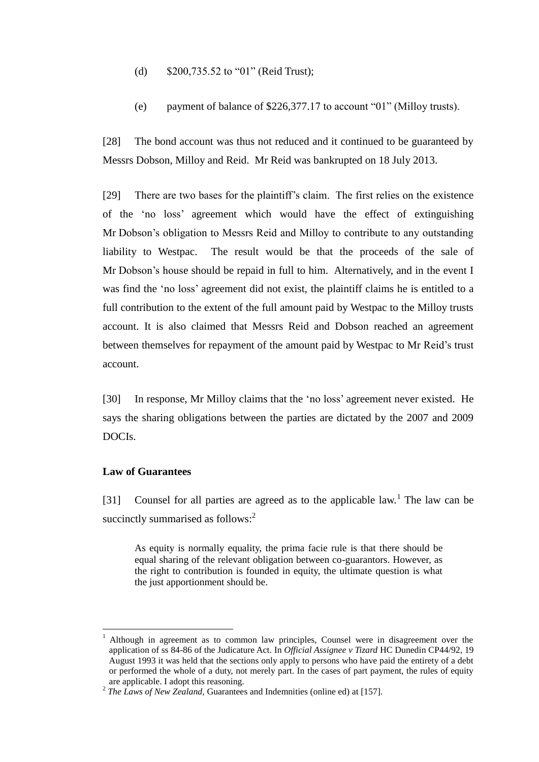(d) $200,735.52 to "01" (Reid Trust);

(e) payment of balance of $226,377.17 to account "01" (Milloy trusts).

[28] The bond account was thus not reduced and it continued to be guaranteed by Messrs Dobson, Milloy and Reid. Mr Reid was bankrupted on 18 July 2013.

[29] There are two bases for the plaintiff's claim. The first relies on the existence of the 'no loss' agreement which would have the effect of extinguishing Mr Dobson's obligation to Messrs Reid and Milloy to contribute to any outstanding liability to Westpac. The result would be that the proceeds of the sale of Mr Dobson's house should be repaid in full to him. Alternatively, and in the event I was find the 'no loss' agreement did not exist, the plaintiff claims he is entitled to a full contribution to the extent of the full amount paid by Westpac to the Milloy trusts account. It is also claimed that Messrs Reid and Dobson reached an agreement between themselves for repayment of the amount paid by Westpac to Mr Reid's trust account.

[30] In response, Mr Milloy claims that the 'no loss' agreement never existed. He says the sharing obligations between the parties are dictated by the 2007 and 2009 DOCIs.

**Law of Guarantees**

[31] Counsel for all parties are agreed as to the applicable law.[1] The law can be succinctly summarised as follows:[2]

> As equity is normally equality, the prima facie rule is that there should be equal sharing of the relevant obligation between co-guarantors. However, as the right to contribution is founded in equity, the ultimate question is what the just apportionment should be.

---

[1] Although in agreement as to common law principles, Counsel were in disagreement over the application of ss 84-86 of the Judicature Act. In *Official Assignee v Tizard* HC Dunedin CP44/92, 19 August 1993 it was held that the sections only apply to persons who have paid the entirety of a debt or performed the whole of a duty, not merely part. In the cases of part payment, the rules of equity are applicable. I adopt this reasoning.

[2] *The Laws of New Zealand,* Guarantees and Indemnities (online ed) at [157].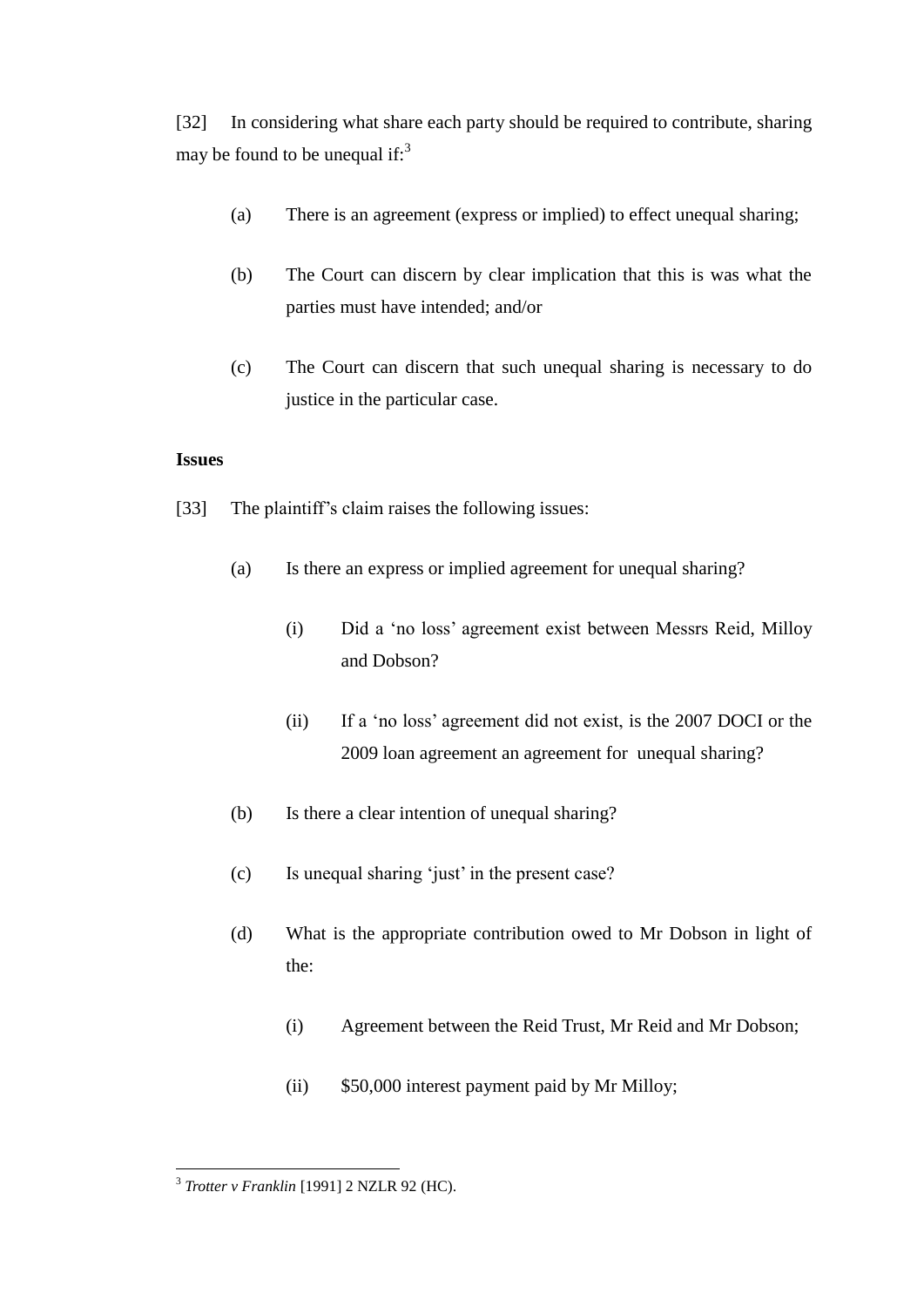[32] In considering what share each party should be required to contribute, sharing may be found to be unequal if:[3]

(a) There is an agreement (express or implied) to effect unequal sharing;

(b) The Court can discern by clear implication that this is was what the parties must have intended; and/or

(c) The Court can discern that such unequal sharing is necessary to do justice in the particular case.

**Issues**

[33] The plaintiff's claim raises the following issues:

(a) Is there an express or implied agreement for unequal sharing?

(i) Did a 'no loss' agreement exist between Messrs Reid, Milloy and Dobson?

(ii) If a 'no loss' agreement did not exist, is the 2007 DOCI or the 2009 loan agreement an agreement for unequal sharing?

(b) Is there a clear intention of unequal sharing?

(c) Is unequal sharing 'just' in the present case?

(d) What is the appropriate contribution owed to Mr Dobson in light of the:

(i) Agreement between the Reid Trust, Mr Reid and Mr Dobson;

(ii) $50,000 interest payment paid by Mr Milloy;

---

[3] *Trotter v Franklin* [1991] 2 NZLR 92 (HC).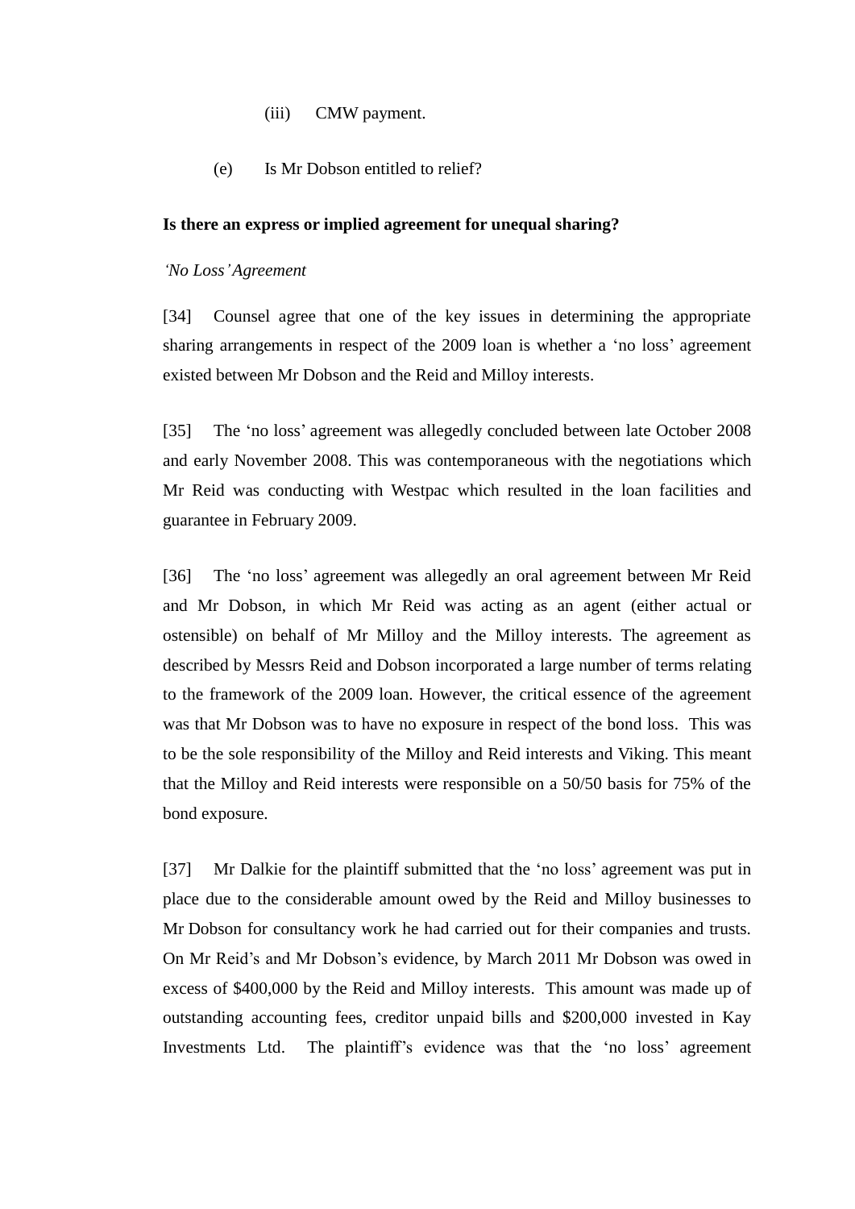(iii) CMW payment.

(e) Is Mr Dobson entitled to relief?

**Is there an express or implied agreement for unequal sharing?**

*'No Loss' Agreement*

[34] Counsel agree that one of the key issues in determining the appropriate sharing arrangements in respect of the 2009 loan is whether a 'no loss' agreement existed between Mr Dobson and the Reid and Milloy interests.

[35] The 'no loss' agreement was allegedly concluded between late October 2008 and early November 2008. This was contemporaneous with the negotiations which Mr Reid was conducting with Westpac which resulted in the loan facilities and guarantee in February 2009.

[36] The 'no loss' agreement was allegedly an oral agreement between Mr Reid and Mr Dobson, in which Mr Reid was acting as an agent (either actual or ostensible) on behalf of Mr Milloy and the Milloy interests. The agreement as described by Messrs Reid and Dobson incorporated a large number of terms relating to the framework of the 2009 loan. However, the critical essence of the agreement was that Mr Dobson was to have no exposure in respect of the bond loss. This was to be the sole responsibility of the Milloy and Reid interests and Viking. This meant that the Milloy and Reid interests were responsible on a 50/50 basis for 75% of the bond exposure.

[37] Mr Dalkie for the plaintiff submitted that the 'no loss' agreement was put in place due to the considerable amount owed by the Reid and Milloy businesses to Mr Dobson for consultancy work he had carried out for their companies and trusts. On Mr Reid's and Mr Dobson's evidence, by March 2011 Mr Dobson was owed in excess of $400,000 by the Reid and Milloy interests. This amount was made up of outstanding accounting fees, creditor unpaid bills and $200,000 invested in Kay Investments Ltd. The plaintiff's evidence was that the 'no loss' agreement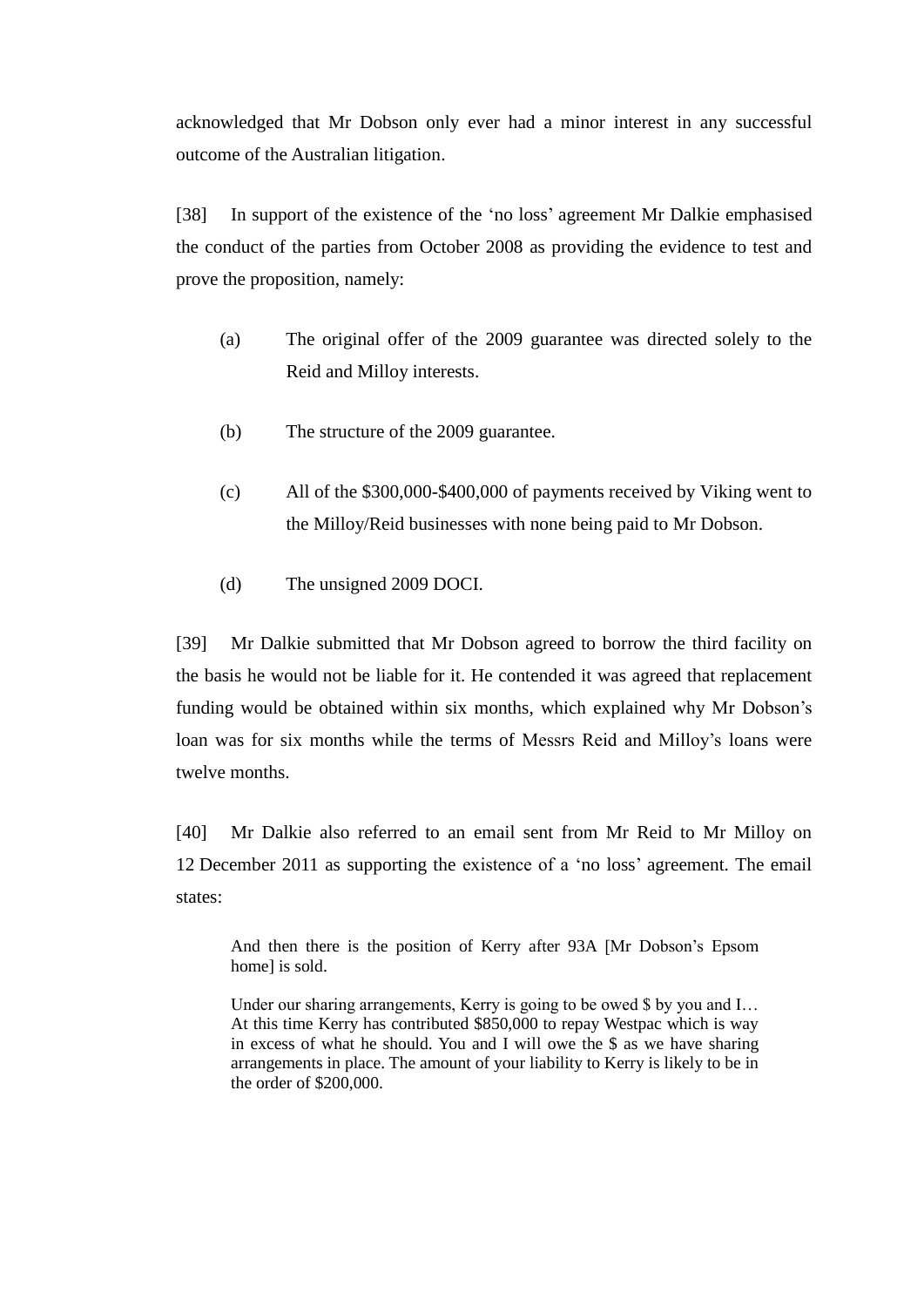acknowledged that Mr Dobson only ever had a minor interest in any successful outcome of the Australian litigation.

[38] In support of the existence of the 'no loss' agreement Mr Dalkie emphasised the conduct of the parties from October 2008 as providing the evidence to test and prove the proposition, namely:

(a) The original offer of the 2009 guarantee was directed solely to the Reid and Milloy interests.

(b) The structure of the 2009 guarantee.

(c) All of the $300,000-$400,000 of payments received by Viking went to the Milloy/Reid businesses with none being paid to Mr Dobson.

(d) The unsigned 2009 DOCI.

[39] Mr Dalkie submitted that Mr Dobson agreed to borrow the third facility on the basis he would not be liable for it. He contended it was agreed that replacement funding would be obtained within six months, which explained why Mr Dobson's loan was for six months while the terms of Messrs Reid and Milloy's loans were twelve months.

[40] Mr Dalkie also referred to an email sent from Mr Reid to Mr Milloy on 12 December 2011 as supporting the existence of a 'no loss' agreement. The email states:

> And then there is the position of Kerry after 93A [Mr Dobson's Epsom home] is sold.
>
> Under our sharing arrangements, Kerry is going to be owed $ by you and I… At this time Kerry has contributed $850,000 to repay Westpac which is way in excess of what he should. You and I will owe the $ as we have sharing arrangements in place. The amount of your liability to Kerry is likely to be in the order of $200,000.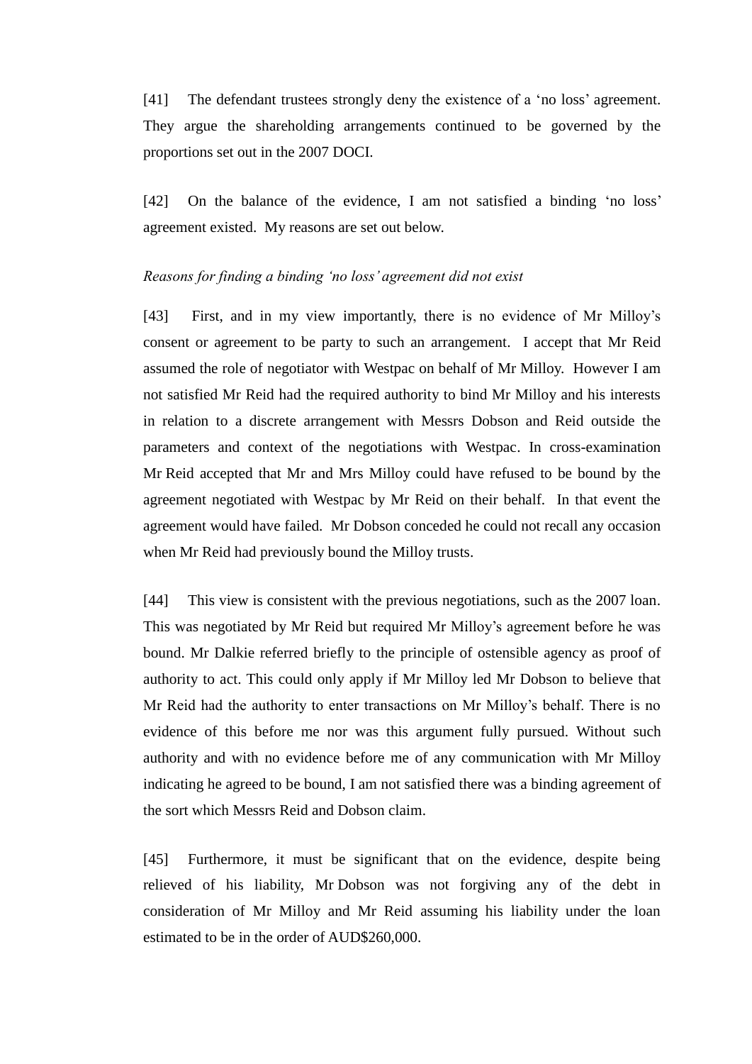[41] The defendant trustees strongly deny the existence of a ‘no loss’ agreement. They argue the shareholding arrangements continued to be governed by the proportions set out in the 2007 DOCI.

[42] On the balance of the evidence, I am not satisfied a binding ‘no loss’ agreement existed. My reasons are set out below.

*Reasons for finding a binding ‘no loss’ agreement did not exist*

[43] First, and in my view importantly, there is no evidence of Mr Milloy’s consent or agreement to be party to such an arrangement. I accept that Mr Reid assumed the role of negotiator with Westpac on behalf of Mr Milloy. However I am not satisfied Mr Reid had the required authority to bind Mr Milloy and his interests in relation to a discrete arrangement with Messrs Dobson and Reid outside the parameters and context of the negotiations with Westpac. In cross-examination Mr Reid accepted that Mr and Mrs Milloy could have refused to be bound by the agreement negotiated with Westpac by Mr Reid on their behalf. In that event the agreement would have failed. Mr Dobson conceded he could not recall any occasion when Mr Reid had previously bound the Milloy trusts.

[44] This view is consistent with the previous negotiations, such as the 2007 loan. This was negotiated by Mr Reid but required Mr Milloy’s agreement before he was bound. Mr Dalkie referred briefly to the principle of ostensible agency as proof of authority to act. This could only apply if Mr Milloy led Mr Dobson to believe that Mr Reid had the authority to enter transactions on Mr Milloy’s behalf. There is no evidence of this before me nor was this argument fully pursued. Without such authority and with no evidence before me of any communication with Mr Milloy indicating he agreed to be bound, I am not satisfied there was a binding agreement of the sort which Messrs Reid and Dobson claim.

[45] Furthermore, it must be significant that on the evidence, despite being relieved of his liability, Mr Dobson was not forgiving any of the debt in consideration of Mr Milloy and Mr Reid assuming his liability under the loan estimated to be in the order of AUD$260,000.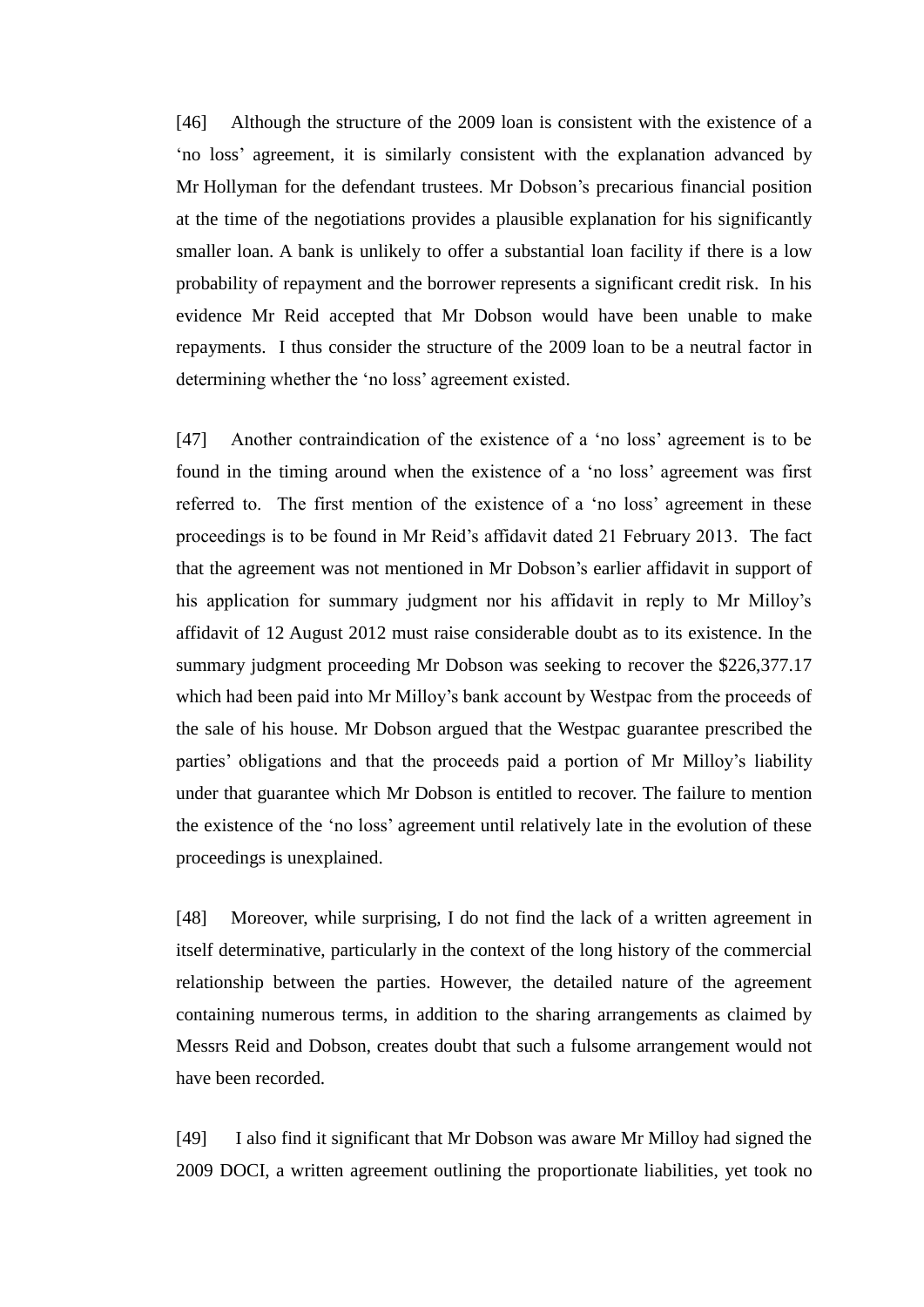[46] Although the structure of the 2009 loan is consistent with the existence of a 'no loss' agreement, it is similarly consistent with the explanation advanced by Mr Hollyman for the defendant trustees. Mr Dobson's precarious financial position at the time of the negotiations provides a plausible explanation for his significantly smaller loan. A bank is unlikely to offer a substantial loan facility if there is a low probability of repayment and the borrower represents a significant credit risk. In his evidence Mr Reid accepted that Mr Dobson would have been unable to make repayments. I thus consider the structure of the 2009 loan to be a neutral factor in determining whether the 'no loss' agreement existed.

[47] Another contraindication of the existence of a 'no loss' agreement is to be found in the timing around when the existence of a 'no loss' agreement was first referred to. The first mention of the existence of a 'no loss' agreement in these proceedings is to be found in Mr Reid's affidavit dated 21 February 2013. The fact that the agreement was not mentioned in Mr Dobson's earlier affidavit in support of his application for summary judgment nor his affidavit in reply to Mr Milloy's affidavit of 12 August 2012 must raise considerable doubt as to its existence. In the summary judgment proceeding Mr Dobson was seeking to recover the $226,377.17 which had been paid into Mr Milloy's bank account by Westpac from the proceeds of the sale of his house. Mr Dobson argued that the Westpac guarantee prescribed the parties' obligations and that the proceeds paid a portion of Mr Milloy's liability under that guarantee which Mr Dobson is entitled to recover. The failure to mention the existence of the 'no loss' agreement until relatively late in the evolution of these proceedings is unexplained.

[48] Moreover, while surprising, I do not find the lack of a written agreement in itself determinative, particularly in the context of the long history of the commercial relationship between the parties. However, the detailed nature of the agreement containing numerous terms, in addition to the sharing arrangements as claimed by Messrs Reid and Dobson, creates doubt that such a fulsome arrangement would not have been recorded.

[49] I also find it significant that Mr Dobson was aware Mr Milloy had signed the 2009 DOCI, a written agreement outlining the proportionate liabilities, yet took no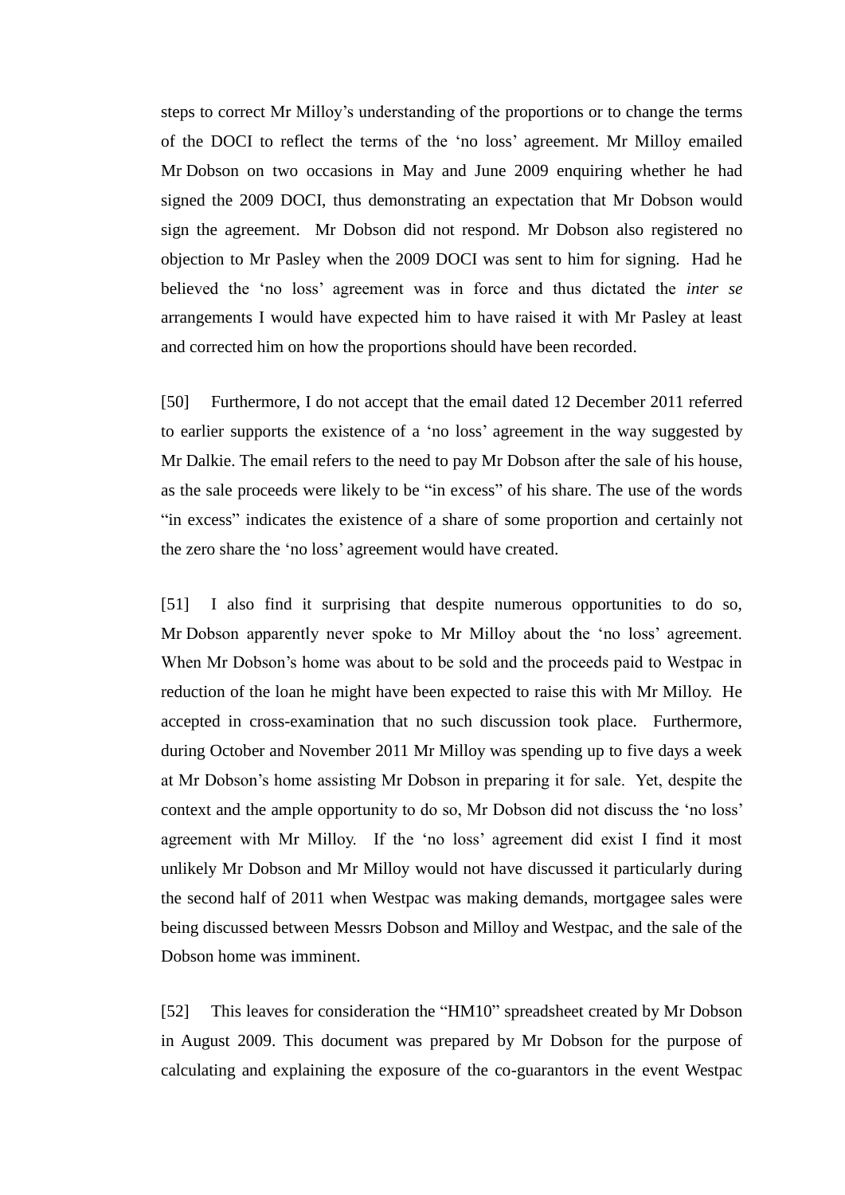steps to correct Mr Milloy's understanding of the proportions or to change the terms of the DOCI to reflect the terms of the 'no loss' agreement. Mr Milloy emailed Mr Dobson on two occasions in May and June 2009 enquiring whether he had signed the 2009 DOCI, thus demonstrating an expectation that Mr Dobson would sign the agreement. Mr Dobson did not respond. Mr Dobson also registered no objection to Mr Pasley when the 2009 DOCI was sent to him for signing. Had he believed the 'no loss' agreement was in force and thus dictated the *inter se* arrangements I would have expected him to have raised it with Mr Pasley at least and corrected him on how the proportions should have been recorded.

[50] Furthermore, I do not accept that the email dated 12 December 2011 referred to earlier supports the existence of a 'no loss' agreement in the way suggested by Mr Dalkie. The email refers to the need to pay Mr Dobson after the sale of his house, as the sale proceeds were likely to be "in excess" of his share. The use of the words "in excess" indicates the existence of a share of some proportion and certainly not the zero share the 'no loss' agreement would have created.

[51] I also find it surprising that despite numerous opportunities to do so, Mr Dobson apparently never spoke to Mr Milloy about the 'no loss' agreement. When Mr Dobson's home was about to be sold and the proceeds paid to Westpac in reduction of the loan he might have been expected to raise this with Mr Milloy. He accepted in cross-examination that no such discussion took place. Furthermore, during October and November 2011 Mr Milloy was spending up to five days a week at Mr Dobson's home assisting Mr Dobson in preparing it for sale. Yet, despite the context and the ample opportunity to do so, Mr Dobson did not discuss the 'no loss' agreement with Mr Milloy. If the 'no loss' agreement did exist I find it most unlikely Mr Dobson and Mr Milloy would not have discussed it particularly during the second half of 2011 when Westpac was making demands, mortgagee sales were being discussed between Messrs Dobson and Milloy and Westpac, and the sale of the Dobson home was imminent.

[52] This leaves for consideration the "HM10" spreadsheet created by Mr Dobson in August 2009. This document was prepared by Mr Dobson for the purpose of calculating and explaining the exposure of the co-guarantors in the event Westpac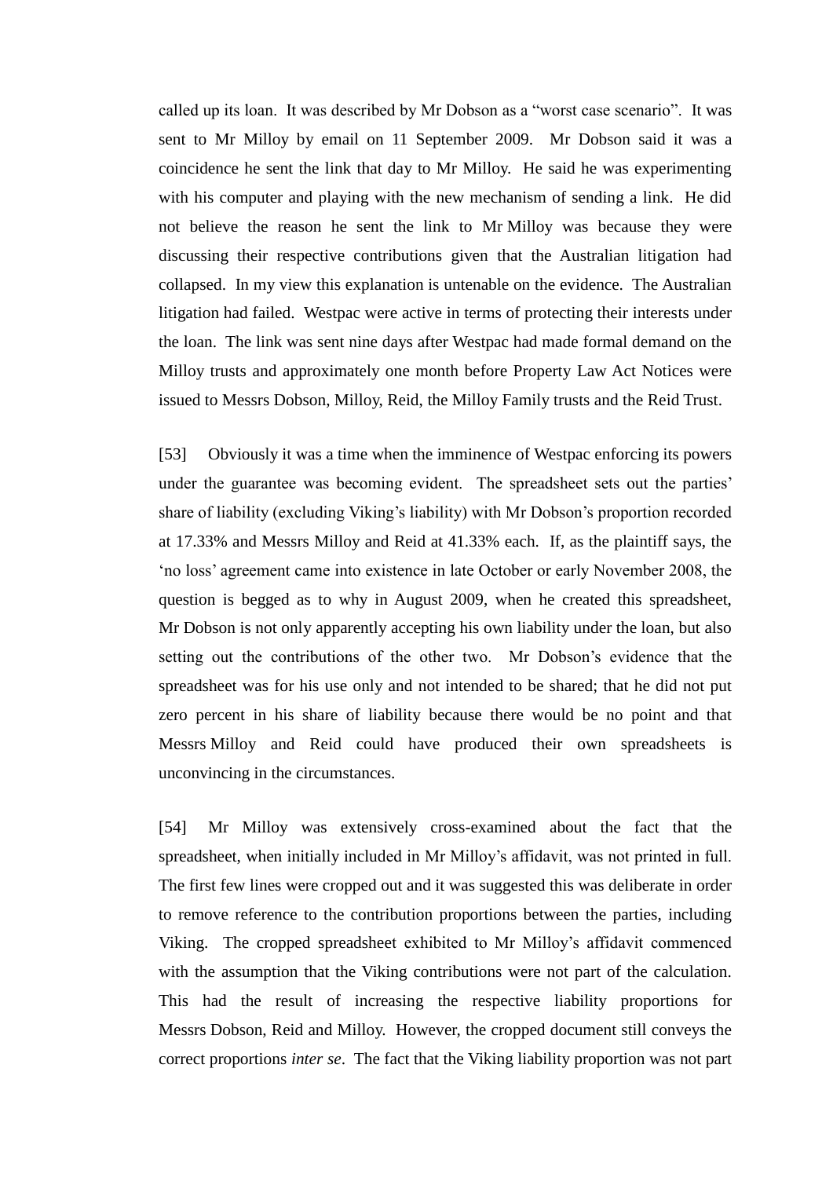called up its loan. It was described by Mr Dobson as a "worst case scenario". It was sent to Mr Milloy by email on 11 September 2009. Mr Dobson said it was a coincidence he sent the link that day to Mr Milloy. He said he was experimenting with his computer and playing with the new mechanism of sending a link. He did not believe the reason he sent the link to Mr Milloy was because they were discussing their respective contributions given that the Australian litigation had collapsed. In my view this explanation is untenable on the evidence. The Australian litigation had failed. Westpac were active in terms of protecting their interests under the loan. The link was sent nine days after Westpac had made formal demand on the Milloy trusts and approximately one month before Property Law Act Notices were issued to Messrs Dobson, Milloy, Reid, the Milloy Family trusts and the Reid Trust.

[53] Obviously it was a time when the imminence of Westpac enforcing its powers under the guarantee was becoming evident. The spreadsheet sets out the parties' share of liability (excluding Viking's liability) with Mr Dobson's proportion recorded at 17.33% and Messrs Milloy and Reid at 41.33% each. If, as the plaintiff says, the 'no loss' agreement came into existence in late October or early November 2008, the question is begged as to why in August 2009, when he created this spreadsheet, Mr Dobson is not only apparently accepting his own liability under the loan, but also setting out the contributions of the other two. Mr Dobson's evidence that the spreadsheet was for his use only and not intended to be shared; that he did not put zero percent in his share of liability because there would be no point and that Messrs Milloy and Reid could have produced their own spreadsheets is unconvincing in the circumstances.

[54] Mr Milloy was extensively cross-examined about the fact that the spreadsheet, when initially included in Mr Milloy's affidavit, was not printed in full. The first few lines were cropped out and it was suggested this was deliberate in order to remove reference to the contribution proportions between the parties, including Viking. The cropped spreadsheet exhibited to Mr Milloy's affidavit commenced with the assumption that the Viking contributions were not part of the calculation. This had the result of increasing the respective liability proportions for Messrs Dobson, Reid and Milloy. However, the cropped document still conveys the correct proportions *inter se*. The fact that the Viking liability proportion was not part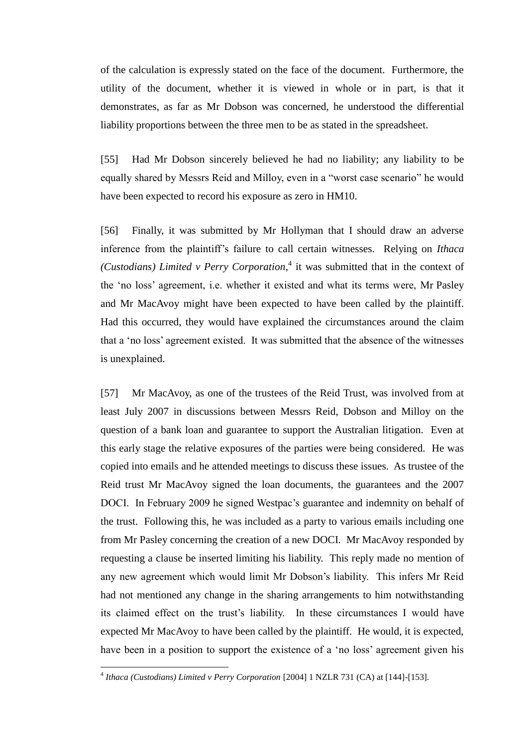of the calculation is expressly stated on the face of the document. Furthermore, the utility of the document, whether it is viewed in whole or in part, is that it demonstrates, as far as Mr Dobson was concerned, he understood the differential liability proportions between the three men to be as stated in the spreadsheet.

[55] Had Mr Dobson sincerely believed he had no liability; any liability to be equally shared by Messrs Reid and Milloy, even in a "worst case scenario" he would have been expected to record his exposure as zero in HM10.

[56] Finally, it was submitted by Mr Hollyman that I should draw an adverse inference from the plaintiff's failure to call certain witnesses. Relying on *Ithaca (Custodians) Limited v Perry Corporation*,[4] it was submitted that in the context of the 'no loss' agreement, i.e. whether it existed and what its terms were, Mr Pasley and Mr MacAvoy might have been expected to have been called by the plaintiff. Had this occurred, they would have explained the circumstances around the claim that a 'no loss' agreement existed. It was submitted that the absence of the witnesses is unexplained.

[57] Mr MacAvoy, as one of the trustees of the Reid Trust, was involved from at least July 2007 in discussions between Messrs Reid, Dobson and Milloy on the question of a bank loan and guarantee to support the Australian litigation. Even at this early stage the relative exposures of the parties were being considered. He was copied into emails and he attended meetings to discuss these issues. As trustee of the Reid trust Mr MacAvoy signed the loan documents, the guarantees and the 2007 DOCI. In February 2009 he signed Westpac's guarantee and indemnity on behalf of the trust. Following this, he was included as a party to various emails including one from Mr Pasley concerning the creation of a new DOCI. Mr MacAvoy responded by requesting a clause be inserted limiting his liability. This reply made no mention of any new agreement which would limit Mr Dobson's liability. This infers Mr Reid had not mentioned any change in the sharing arrangements to him notwithstanding its claimed effect on the trust's liability. In these circumstances I would have expected Mr MacAvoy to have been called by the plaintiff. He would, it is expected, have been in a position to support the existence of a 'no loss' agreement given his

[4] *Ithaca (Custodians) Limited v Perry Corporation* [2004] 1 NZLR 731 (CA) at [144]-[153].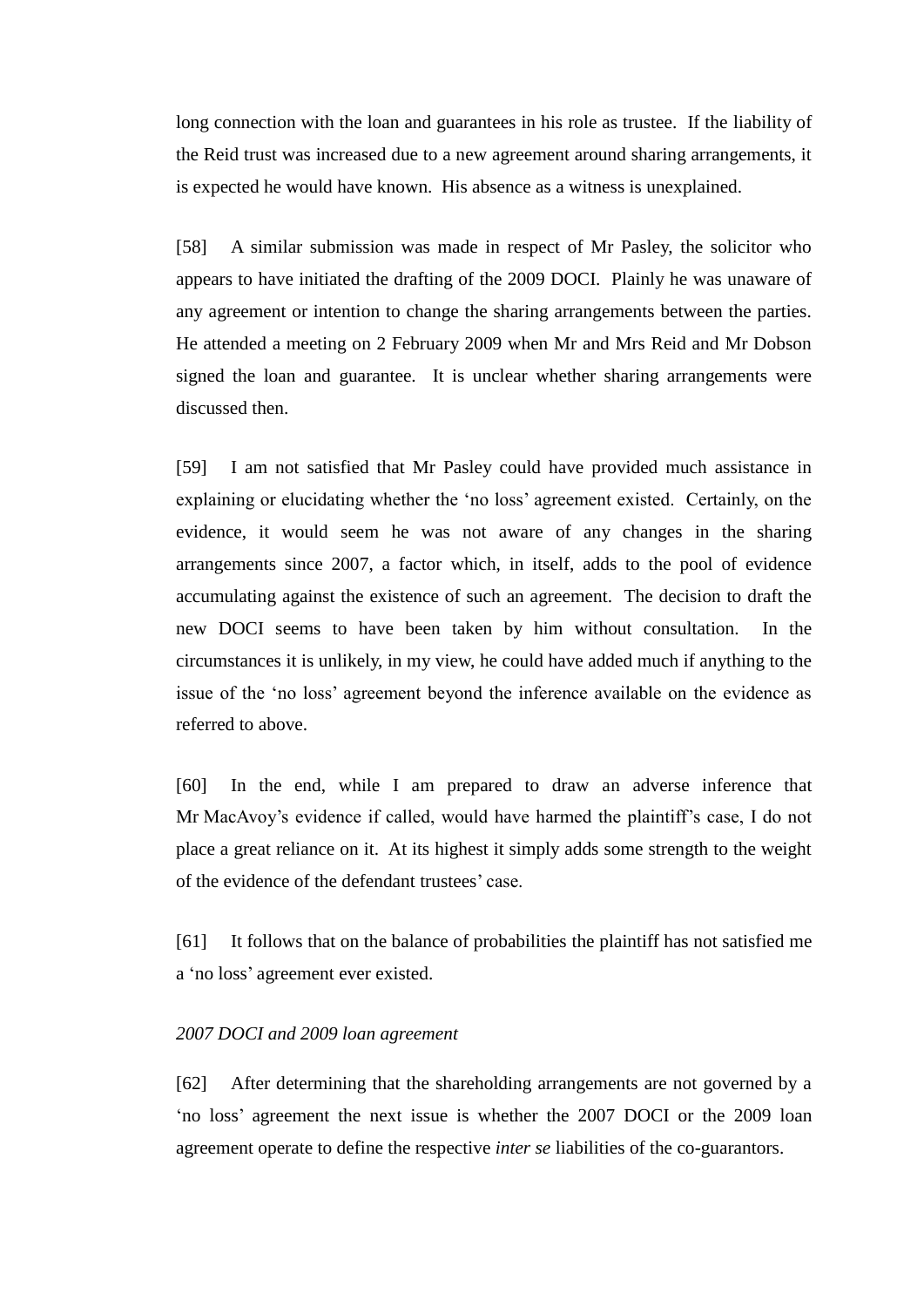long connection with the loan and guarantees in his role as trustee. If the liability of the Reid trust was increased due to a new agreement around sharing arrangements, it is expected he would have known. His absence as a witness is unexplained.

[58] A similar submission was made in respect of Mr Pasley, the solicitor who appears to have initiated the drafting of the 2009 DOCI. Plainly he was unaware of any agreement or intention to change the sharing arrangements between the parties. He attended a meeting on 2 February 2009 when Mr and Mrs Reid and Mr Dobson signed the loan and guarantee. It is unclear whether sharing arrangements were discussed then.

[59] I am not satisfied that Mr Pasley could have provided much assistance in explaining or elucidating whether the 'no loss' agreement existed. Certainly, on the evidence, it would seem he was not aware of any changes in the sharing arrangements since 2007, a factor which, in itself, adds to the pool of evidence accumulating against the existence of such an agreement. The decision to draft the new DOCI seems to have been taken by him without consultation. In the circumstances it is unlikely, in my view, he could have added much if anything to the issue of the 'no loss' agreement beyond the inference available on the evidence as referred to above.

[60] In the end, while I am prepared to draw an adverse inference that Mr MacAvoy's evidence if called, would have harmed the plaintiff's case, I do not place a great reliance on it. At its highest it simply adds some strength to the weight of the evidence of the defendant trustees' case.

[61] It follows that on the balance of probabilities the plaintiff has not satisfied me a 'no loss' agreement ever existed.

*2007 DOCI and 2009 loan agreement*

[62] After determining that the shareholding arrangements are not governed by a 'no loss' agreement the next issue is whether the 2007 DOCI or the 2009 loan agreement operate to define the respective *inter se* liabilities of the co-guarantors.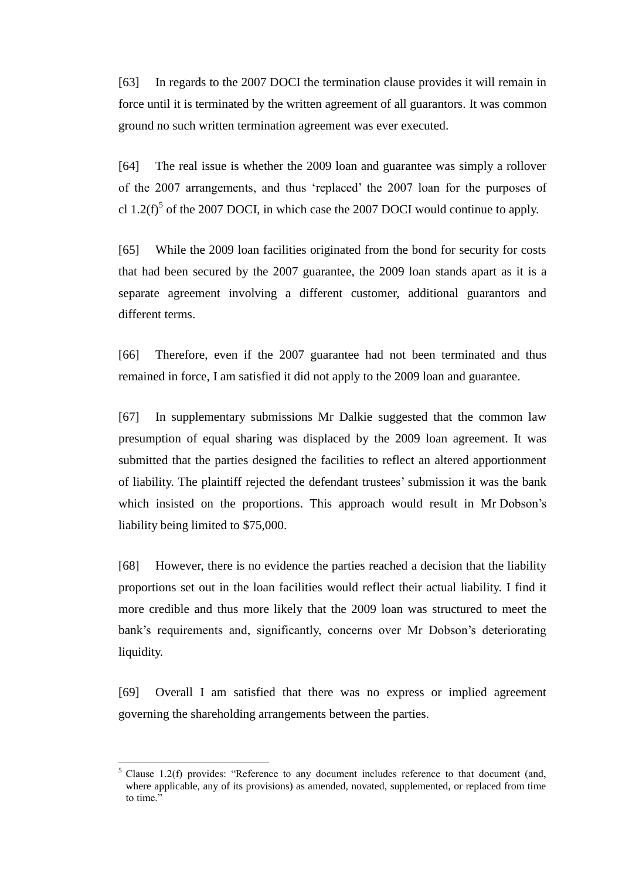[63] In regards to the 2007 DOCI the termination clause provides it will remain in force until it is terminated by the written agreement of all guarantors. It was common ground no such written termination agreement was ever executed.

[64] The real issue is whether the 2009 loan and guarantee was simply a rollover of the 2007 arrangements, and thus 'replaced' the 2007 loan for the purposes of cl 1.2(f)[5] of the 2007 DOCI, in which case the 2007 DOCI would continue to apply.

[65] While the 2009 loan facilities originated from the bond for security for costs that had been secured by the 2007 guarantee, the 2009 loan stands apart as it is a separate agreement involving a different customer, additional guarantors and different terms.

[66] Therefore, even if the 2007 guarantee had not been terminated and thus remained in force, I am satisfied it did not apply to the 2009 loan and guarantee.

[67] In supplementary submissions Mr Dalkie suggested that the common law presumption of equal sharing was displaced by the 2009 loan agreement. It was submitted that the parties designed the facilities to reflect an altered apportionment of liability. The plaintiff rejected the defendant trustees' submission it was the bank which insisted on the proportions. This approach would result in Mr Dobson's liability being limited to $75,000.

[68] However, there is no evidence the parties reached a decision that the liability proportions set out in the loan facilities would reflect their actual liability. I find it more credible and thus more likely that the 2009 loan was structured to meet the bank's requirements and, significantly, concerns over Mr Dobson's deteriorating liquidity.

[69] Overall I am satisfied that there was no express or implied agreement governing the shareholding arrangements between the parties.

---

[5] Clause 1.2(f) provides: "Reference to any document includes reference to that document (and, where applicable, any of its provisions) as amended, novated, supplemented, or replaced from time to time."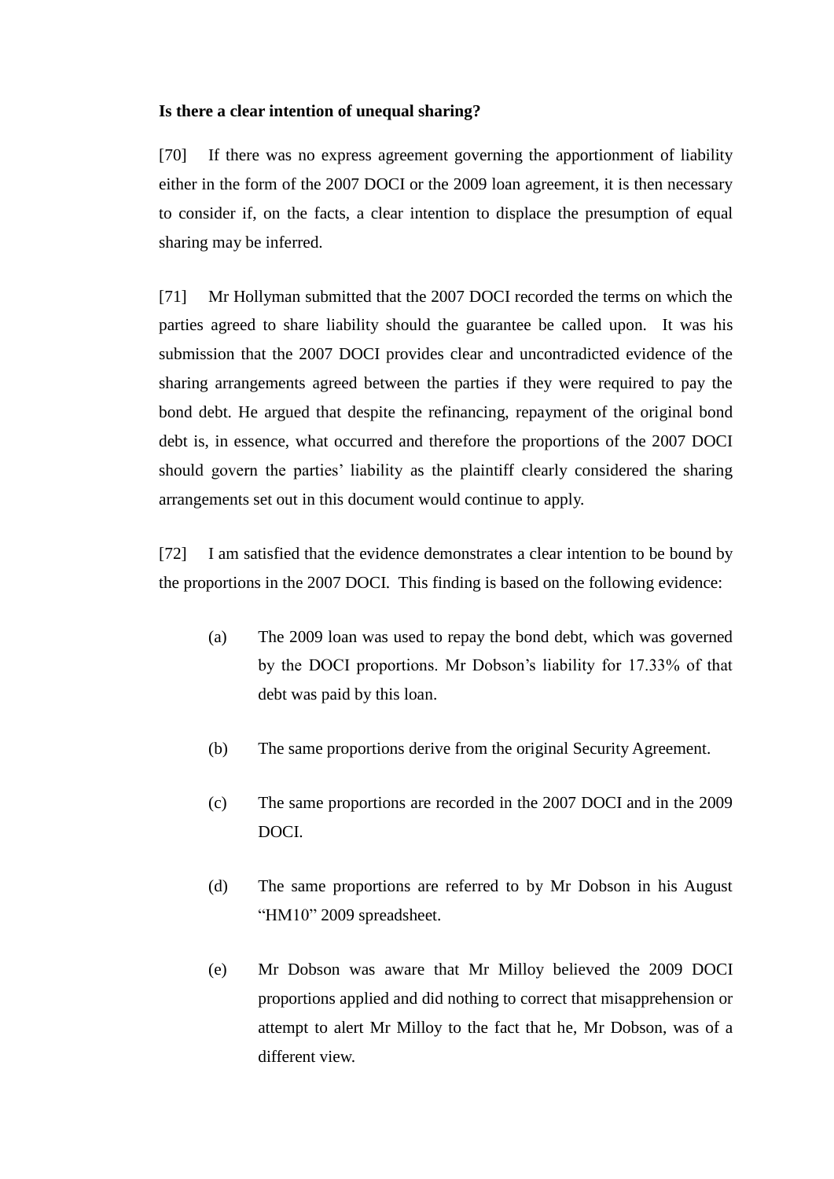**Is there a clear intention of unequal sharing?**

[70] If there was no express agreement governing the apportionment of liability either in the form of the 2007 DOCI or the 2009 loan agreement, it is then necessary to consider if, on the facts, a clear intention to displace the presumption of equal sharing may be inferred.

[71] Mr Hollyman submitted that the 2007 DOCI recorded the terms on which the parties agreed to share liability should the guarantee be called upon. It was his submission that the 2007 DOCI provides clear and uncontradicted evidence of the sharing arrangements agreed between the parties if they were required to pay the bond debt. He argued that despite the refinancing, repayment of the original bond debt is, in essence, what occurred and therefore the proportions of the 2007 DOCI should govern the parties' liability as the plaintiff clearly considered the sharing arrangements set out in this document would continue to apply.

[72] I am satisfied that the evidence demonstrates a clear intention to be bound by the proportions in the 2007 DOCI. This finding is based on the following evidence:

(a) The 2009 loan was used to repay the bond debt, which was governed by the DOCI proportions. Mr Dobson's liability for 17.33% of that debt was paid by this loan.

(b) The same proportions derive from the original Security Agreement.

(c) The same proportions are recorded in the 2007 DOCI and in the 2009 DOCI.

(d) The same proportions are referred to by Mr Dobson in his August "HM10" 2009 spreadsheet.

(e) Mr Dobson was aware that Mr Milloy believed the 2009 DOCI proportions applied and did nothing to correct that misapprehension or attempt to alert Mr Milloy to the fact that he, Mr Dobson, was of a different view.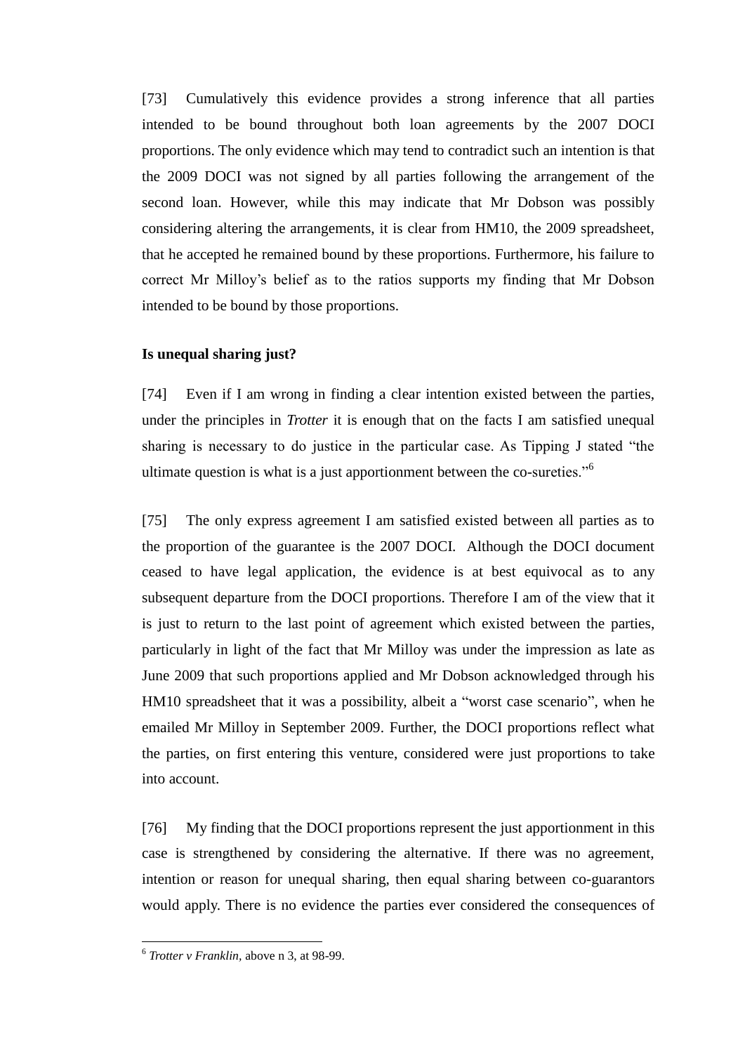[73] Cumulatively this evidence provides a strong inference that all parties intended to be bound throughout both loan agreements by the 2007 DOCI proportions. The only evidence which may tend to contradict such an intention is that the 2009 DOCI was not signed by all parties following the arrangement of the second loan. However, while this may indicate that Mr Dobson was possibly considering altering the arrangements, it is clear from HM10, the 2009 spreadsheet, that he accepted he remained bound by these proportions. Furthermore, his failure to correct Mr Milloy's belief as to the ratios supports my finding that Mr Dobson intended to be bound by those proportions.

**Is unequal sharing just?**

[74] Even if I am wrong in finding a clear intention existed between the parties, under the principles in *Trotter* it is enough that on the facts I am satisfied unequal sharing is necessary to do justice in the particular case. As Tipping J stated "the ultimate question is what is a just apportionment between the co-sureties."[6]

[75] The only express agreement I am satisfied existed between all parties as to the proportion of the guarantee is the 2007 DOCI. Although the DOCI document ceased to have legal application, the evidence is at best equivocal as to any subsequent departure from the DOCI proportions. Therefore I am of the view that it is just to return to the last point of agreement which existed between the parties, particularly in light of the fact that Mr Milloy was under the impression as late as June 2009 that such proportions applied and Mr Dobson acknowledged through his HM10 spreadsheet that it was a possibility, albeit a "worst case scenario", when he emailed Mr Milloy in September 2009. Further, the DOCI proportions reflect what the parties, on first entering this venture, considered were just proportions to take into account.

[76] My finding that the DOCI proportions represent the just apportionment in this case is strengthened by considering the alternative. If there was no agreement, intention or reason for unequal sharing, then equal sharing between co-guarantors would apply. There is no evidence the parties ever considered the consequences of

[6] *Trotter v Franklin*, above n 3, at 98-99.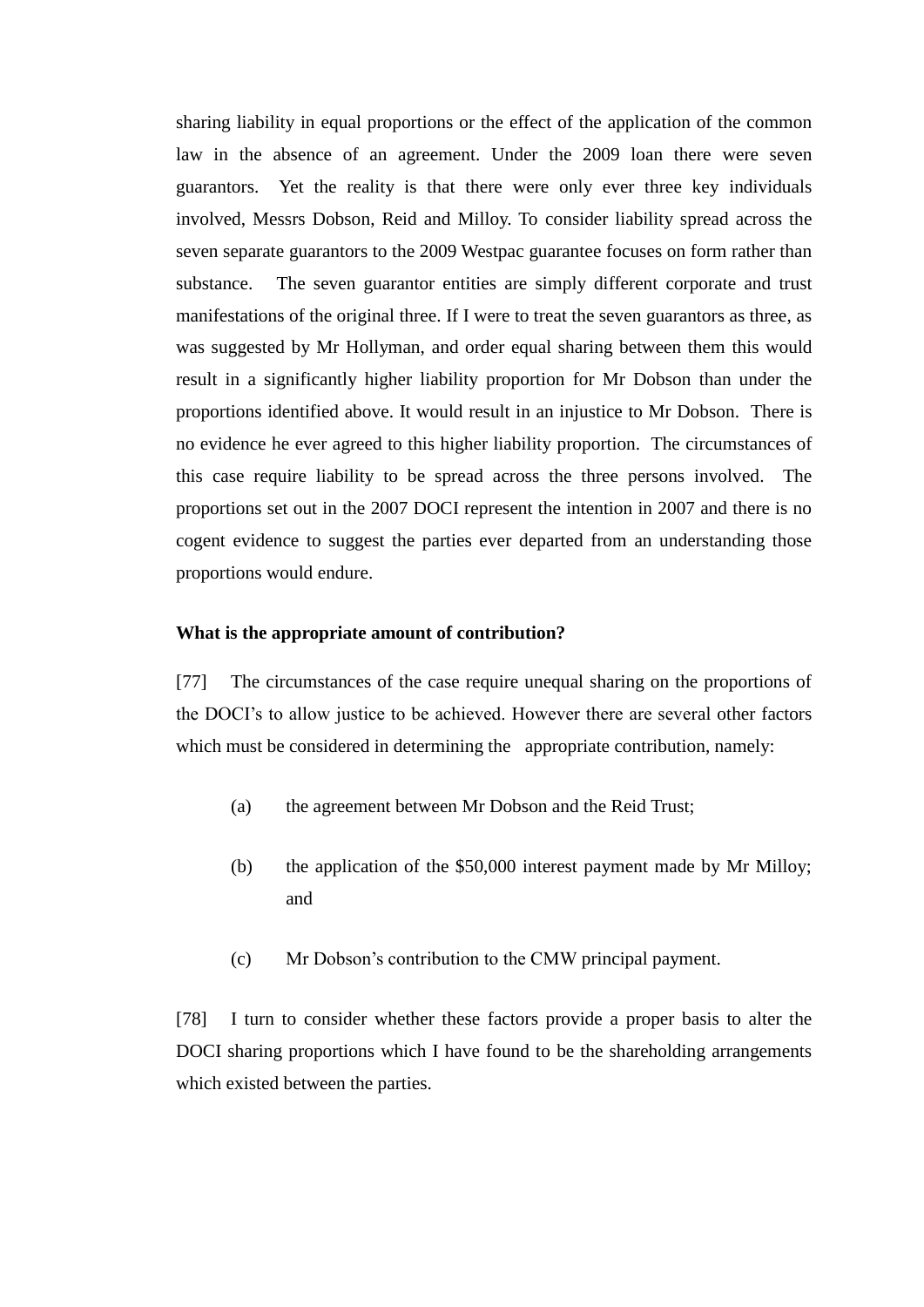sharing liability in equal proportions or the effect of the application of the common law in the absence of an agreement. Under the 2009 loan there were seven guarantors. Yet the reality is that there were only ever three key individuals involved, Messrs Dobson, Reid and Milloy. To consider liability spread across the seven separate guarantors to the 2009 Westpac guarantee focuses on form rather than substance. The seven guarantor entities are simply different corporate and trust manifestations of the original three. If I were to treat the seven guarantors as three, as was suggested by Mr Hollyman, and order equal sharing between them this would result in a significantly higher liability proportion for Mr Dobson than under the proportions identified above. It would result in an injustice to Mr Dobson. There is no evidence he ever agreed to this higher liability proportion. The circumstances of this case require liability to be spread across the three persons involved. The proportions set out in the 2007 DOCI represent the intention in 2007 and there is no cogent evidence to suggest the parties ever departed from an understanding those proportions would endure.

**What is the appropriate amount of contribution?**

[77] The circumstances of the case require unequal sharing on the proportions of the DOCI's to allow justice to be achieved. However there are several other factors which must be considered in determining the appropriate contribution, namely:

(a) the agreement between Mr Dobson and the Reid Trust;

(b) the application of the $50,000 interest payment made by Mr Milloy; and

(c) Mr Dobson's contribution to the CMW principal payment.

[78] I turn to consider whether these factors provide a proper basis to alter the DOCI sharing proportions which I have found to be the shareholding arrangements which existed between the parties.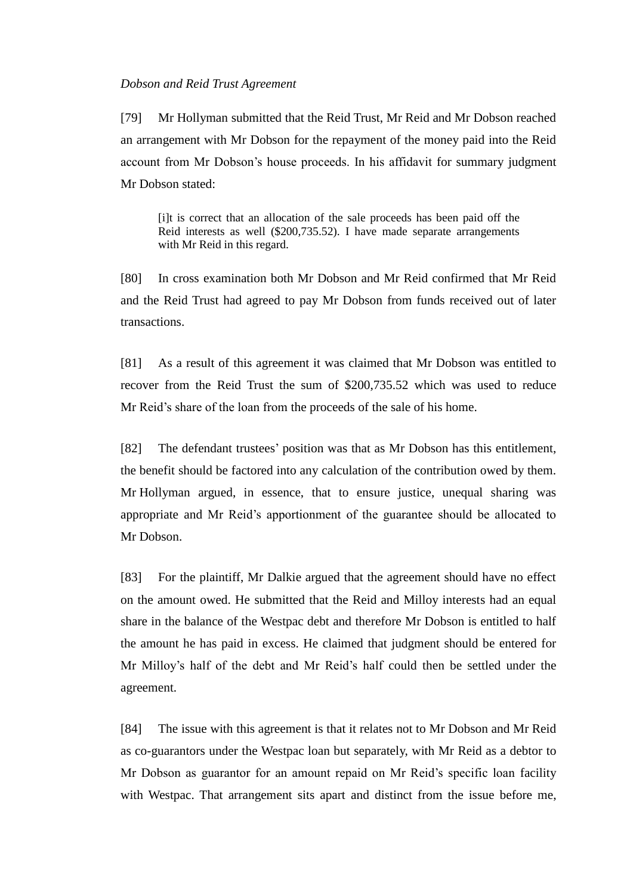*Dobson and Reid Trust Agreement*

[79] Mr Hollyman submitted that the Reid Trust, Mr Reid and Mr Dobson reached an arrangement with Mr Dobson for the repayment of the money paid into the Reid account from Mr Dobson's house proceeds. In his affidavit for summary judgment Mr Dobson stated:

> [i]t is correct that an allocation of the sale proceeds has been paid off the Reid interests as well ($200,735.52). I have made separate arrangements with Mr Reid in this regard.

[80] In cross examination both Mr Dobson and Mr Reid confirmed that Mr Reid and the Reid Trust had agreed to pay Mr Dobson from funds received out of later transactions.

[81] As a result of this agreement it was claimed that Mr Dobson was entitled to recover from the Reid Trust the sum of $200,735.52 which was used to reduce Mr Reid's share of the loan from the proceeds of the sale of his home.

[82] The defendant trustees' position was that as Mr Dobson has this entitlement, the benefit should be factored into any calculation of the contribution owed by them. Mr Hollyman argued, in essence, that to ensure justice, unequal sharing was appropriate and Mr Reid's apportionment of the guarantee should be allocated to Mr Dobson.

[83] For the plaintiff, Mr Dalkie argued that the agreement should have no effect on the amount owed. He submitted that the Reid and Milloy interests had an equal share in the balance of the Westpac debt and therefore Mr Dobson is entitled to half the amount he has paid in excess. He claimed that judgment should be entered for Mr Milloy's half of the debt and Mr Reid's half could then be settled under the agreement.

[84] The issue with this agreement is that it relates not to Mr Dobson and Mr Reid as co-guarantors under the Westpac loan but separately, with Mr Reid as a debtor to Mr Dobson as guarantor for an amount repaid on Mr Reid's specific loan facility with Westpac. That arrangement sits apart and distinct from the issue before me,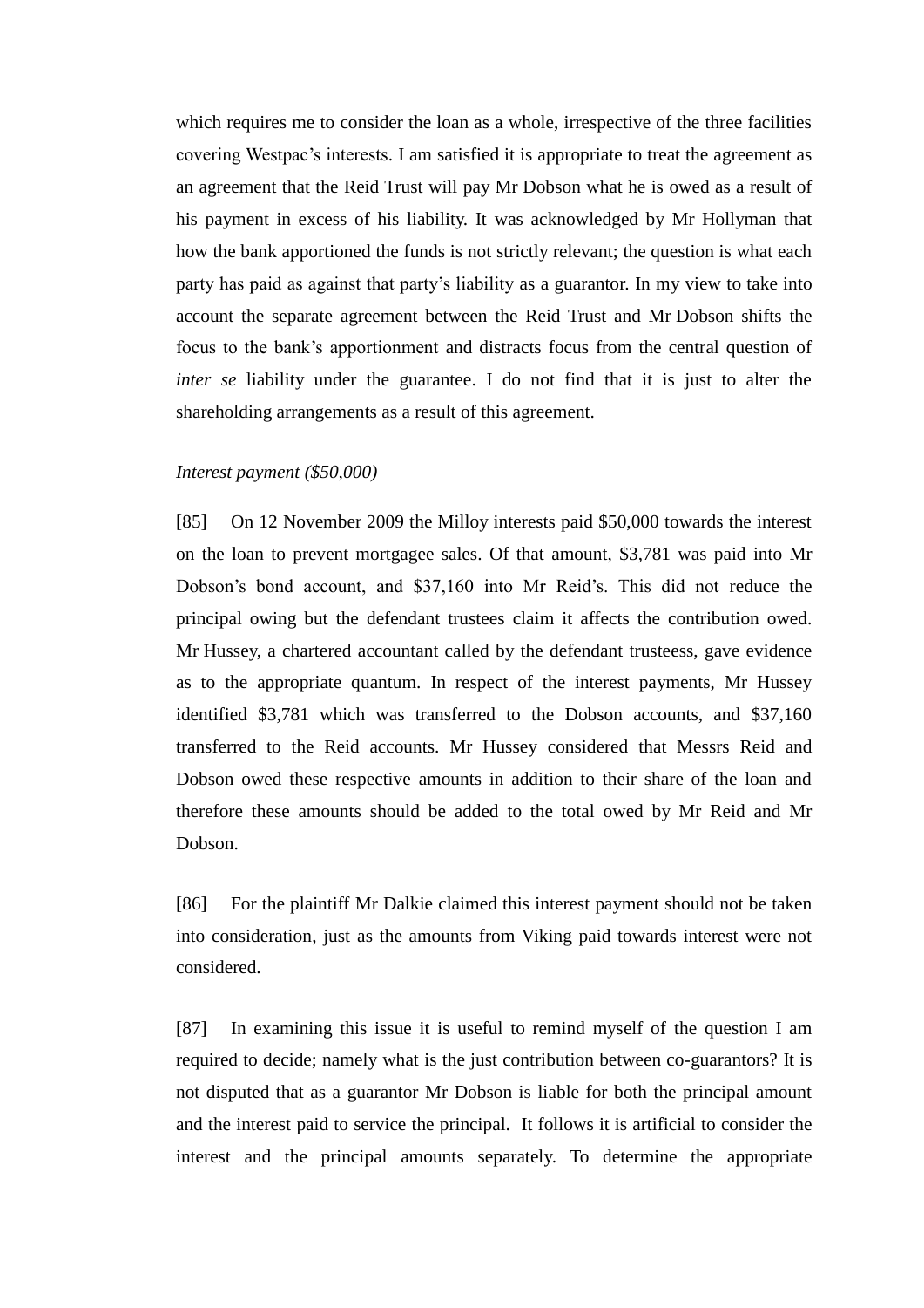which requires me to consider the loan as a whole, irrespective of the three facilities covering Westpac's interests. I am satisfied it is appropriate to treat the agreement as an agreement that the Reid Trust will pay Mr Dobson what he is owed as a result of his payment in excess of his liability. It was acknowledged by Mr Hollyman that how the bank apportioned the funds is not strictly relevant; the question is what each party has paid as against that party's liability as a guarantor. In my view to take into account the separate agreement between the Reid Trust and Mr Dobson shifts the focus to the bank's apportionment and distracts focus from the central question of *inter se* liability under the guarantee. I do not find that it is just to alter the shareholding arrangements as a result of this agreement.

*Interest payment ($50,000)*

[85] On 12 November 2009 the Milloy interests paid $50,000 towards the interest on the loan to prevent mortgagee sales. Of that amount, $3,781 was paid into Mr Dobson's bond account, and $37,160 into Mr Reid's. This did not reduce the principal owing but the defendant trustees claim it affects the contribution owed. Mr Hussey, a chartered accountant called by the defendant trusteess, gave evidence as to the appropriate quantum. In respect of the interest payments, Mr Hussey identified $3,781 which was transferred to the Dobson accounts, and $37,160 transferred to the Reid accounts. Mr Hussey considered that Messrs Reid and Dobson owed these respective amounts in addition to their share of the loan and therefore these amounts should be added to the total owed by Mr Reid and Mr Dobson.

[86] For the plaintiff Mr Dalkie claimed this interest payment should not be taken into consideration, just as the amounts from Viking paid towards interest were not considered.

[87] In examining this issue it is useful to remind myself of the question I am required to decide; namely what is the just contribution between co-guarantors? It is not disputed that as a guarantor Mr Dobson is liable for both the principal amount and the interest paid to service the principal. It follows it is artificial to consider the interest and the principal amounts separately. To determine the appropriate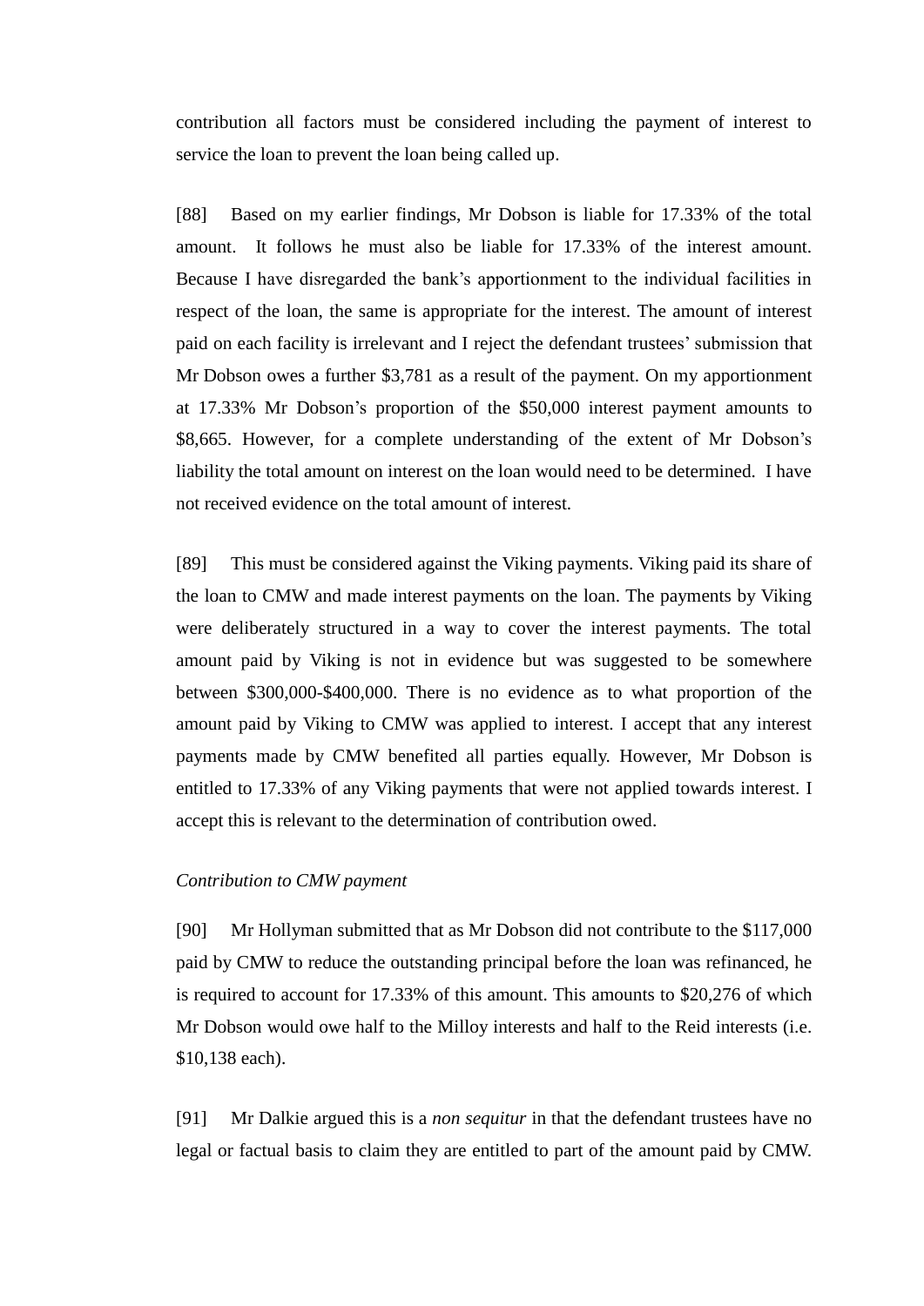contribution all factors must be considered including the payment of interest to service the loan to prevent the loan being called up.

[88] Based on my earlier findings, Mr Dobson is liable for 17.33% of the total amount. It follows he must also be liable for 17.33% of the interest amount. Because I have disregarded the bank's apportionment to the individual facilities in respect of the loan, the same is appropriate for the interest. The amount of interest paid on each facility is irrelevant and I reject the defendant trustees' submission that Mr Dobson owes a further $3,781 as a result of the payment. On my apportionment at 17.33% Mr Dobson's proportion of the $50,000 interest payment amounts to $8,665. However, for a complete understanding of the extent of Mr Dobson's liability the total amount on interest on the loan would need to be determined. I have not received evidence on the total amount of interest.

[89] This must be considered against the Viking payments. Viking paid its share of the loan to CMW and made interest payments on the loan. The payments by Viking were deliberately structured in a way to cover the interest payments. The total amount paid by Viking is not in evidence but was suggested to be somewhere between $300,000-$400,000. There is no evidence as to what proportion of the amount paid by Viking to CMW was applied to interest. I accept that any interest payments made by CMW benefited all parties equally. However, Mr Dobson is entitled to 17.33% of any Viking payments that were not applied towards interest. I accept this is relevant to the determination of contribution owed.

*Contribution to CMW payment*

[90] Mr Hollyman submitted that as Mr Dobson did not contribute to the $117,000 paid by CMW to reduce the outstanding principal before the loan was refinanced, he is required to account for 17.33% of this amount. This amounts to $20,276 of which Mr Dobson would owe half to the Milloy interests and half to the Reid interests (i.e. $10,138 each).

[91] Mr Dalkie argued this is a *non sequitur* in that the defendant trustees have no legal or factual basis to claim they are entitled to part of the amount paid by CMW.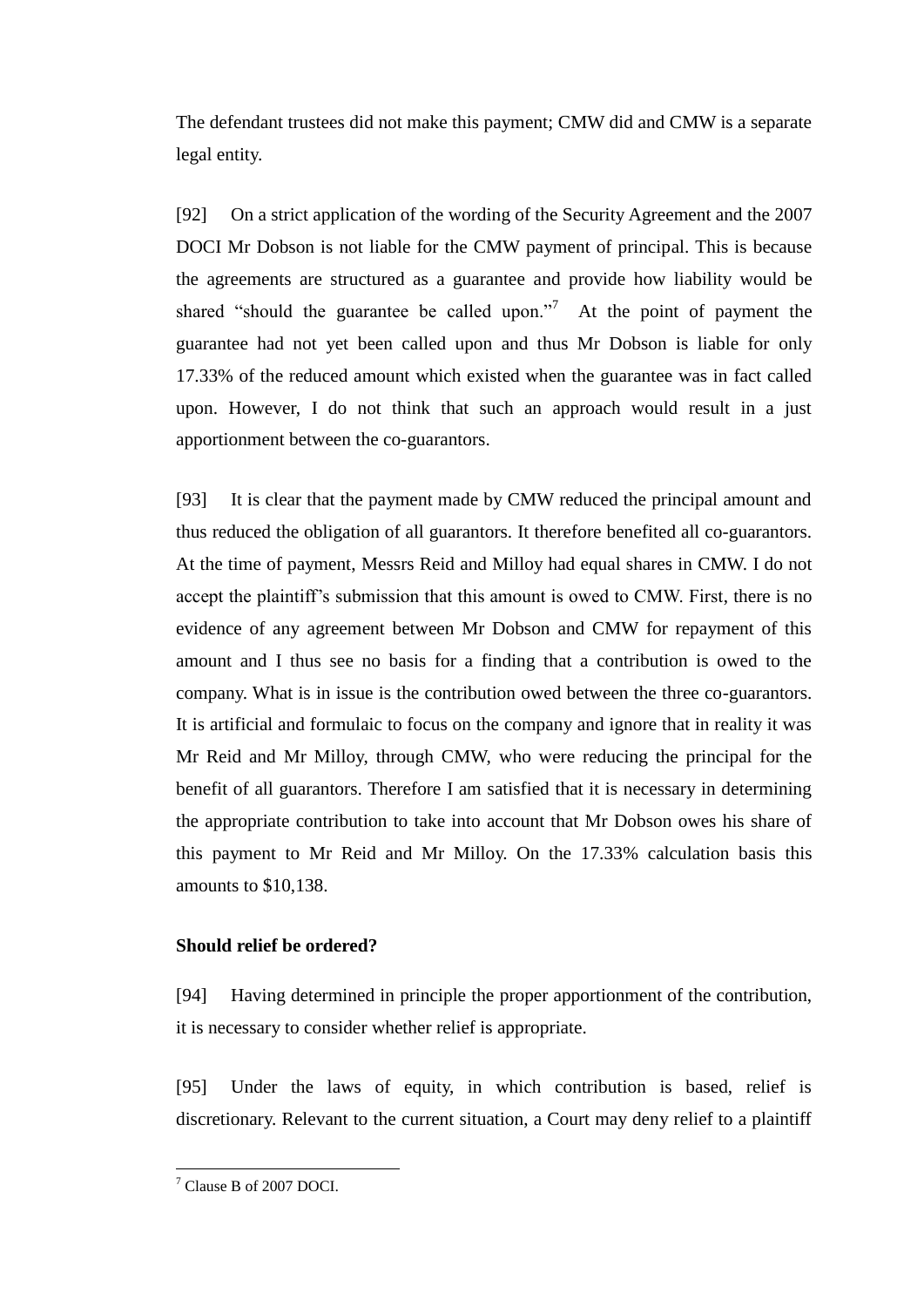The defendant trustees did not make this payment; CMW did and CMW is a separate legal entity.

[92] On a strict application of the wording of the Security Agreement and the 2007 DOCI Mr Dobson is not liable for the CMW payment of principal. This is because the agreements are structured as a guarantee and provide how liability would be shared "should the guarantee be called upon."[7] At the point of payment the guarantee had not yet been called upon and thus Mr Dobson is liable for only 17.33% of the reduced amount which existed when the guarantee was in fact called upon. However, I do not think that such an approach would result in a just apportionment between the co-guarantors.

[93] It is clear that the payment made by CMW reduced the principal amount and thus reduced the obligation of all guarantors. It therefore benefited all co-guarantors. At the time of payment, Messrs Reid and Milloy had equal shares in CMW. I do not accept the plaintiff's submission that this amount is owed to CMW. First, there is no evidence of any agreement between Mr Dobson and CMW for repayment of this amount and I thus see no basis for a finding that a contribution is owed to the company. What is in issue is the contribution owed between the three co-guarantors. It is artificial and formulaic to focus on the company and ignore that in reality it was Mr Reid and Mr Milloy, through CMW, who were reducing the principal for the benefit of all guarantors. Therefore I am satisfied that it is necessary in determining the appropriate contribution to take into account that Mr Dobson owes his share of this payment to Mr Reid and Mr Milloy. On the 17.33% calculation basis this amounts to $10,138.

**Should relief be ordered?**

[94] Having determined in principle the proper apportionment of the contribution, it is necessary to consider whether relief is appropriate.

[95] Under the laws of equity, in which contribution is based, relief is discretionary. Relevant to the current situation, a Court may deny relief to a plaintiff

---

[7] Clause B of 2007 DOCI.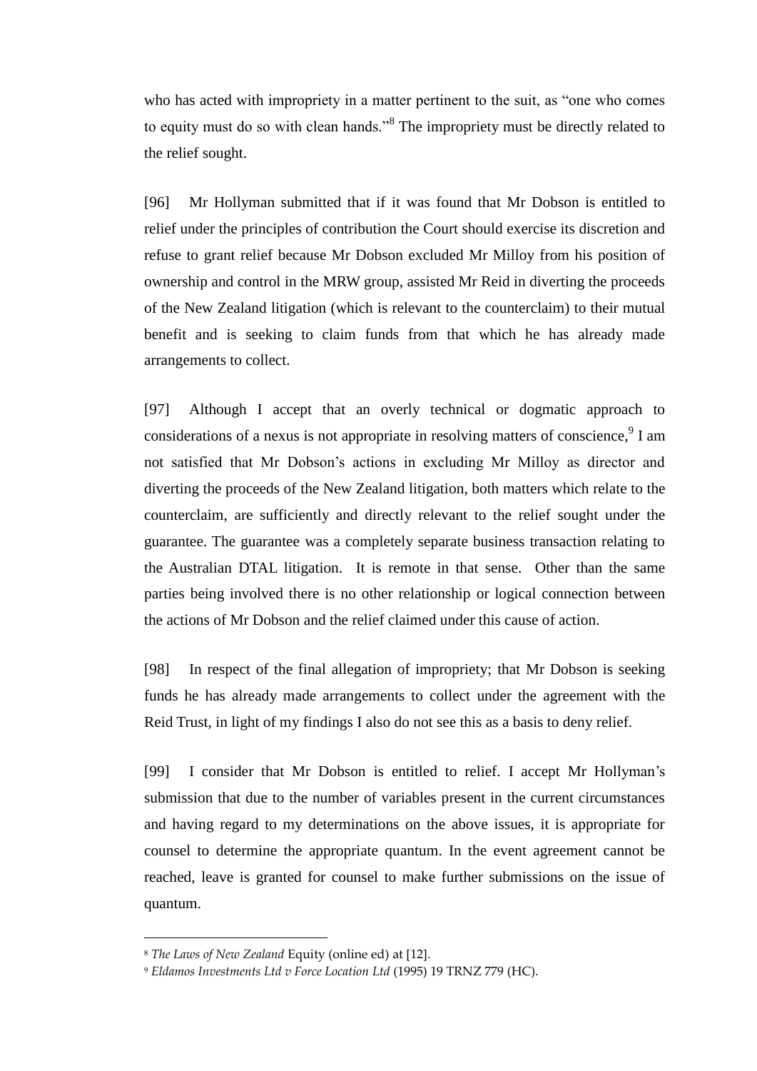who has acted with impropriety in a matter pertinent to the suit, as "one who comes to equity must do so with clean hands."[8] The impropriety must be directly related to the relief sought.

[96] Mr Hollyman submitted that if it was found that Mr Dobson is entitled to relief under the principles of contribution the Court should exercise its discretion and refuse to grant relief because Mr Dobson excluded Mr Milloy from his position of ownership and control in the MRW group, assisted Mr Reid in diverting the proceeds of the New Zealand litigation (which is relevant to the counterclaim) to their mutual benefit and is seeking to claim funds from that which he has already made arrangements to collect.

[97] Although I accept that an overly technical or dogmatic approach to considerations of a nexus is not appropriate in resolving matters of conscience,[9] I am not satisfied that Mr Dobson's actions in excluding Mr Milloy as director and diverting the proceeds of the New Zealand litigation, both matters which relate to the counterclaim, are sufficiently and directly relevant to the relief sought under the guarantee. The guarantee was a completely separate business transaction relating to the Australian DTAL litigation. It is remote in that sense. Other than the same parties being involved there is no other relationship or logical connection between the actions of Mr Dobson and the relief claimed under this cause of action.

[98] In respect of the final allegation of impropriety; that Mr Dobson is seeking funds he has already made arrangements to collect under the agreement with the Reid Trust, in light of my findings I also do not see this as a basis to deny relief.

[99] I consider that Mr Dobson is entitled to relief. I accept Mr Hollyman's submission that due to the number of variables present in the current circumstances and having regard to my determinations on the above issues, it is appropriate for counsel to determine the appropriate quantum. In the event agreement cannot be reached, leave is granted for counsel to make further submissions on the issue of quantum.

---

[8] *The Laws of New Zealand* Equity (online ed) at [12].

[9] *Eldamos Investments Ltd v Force Location Ltd* (1995) 19 TRNZ 779 (HC).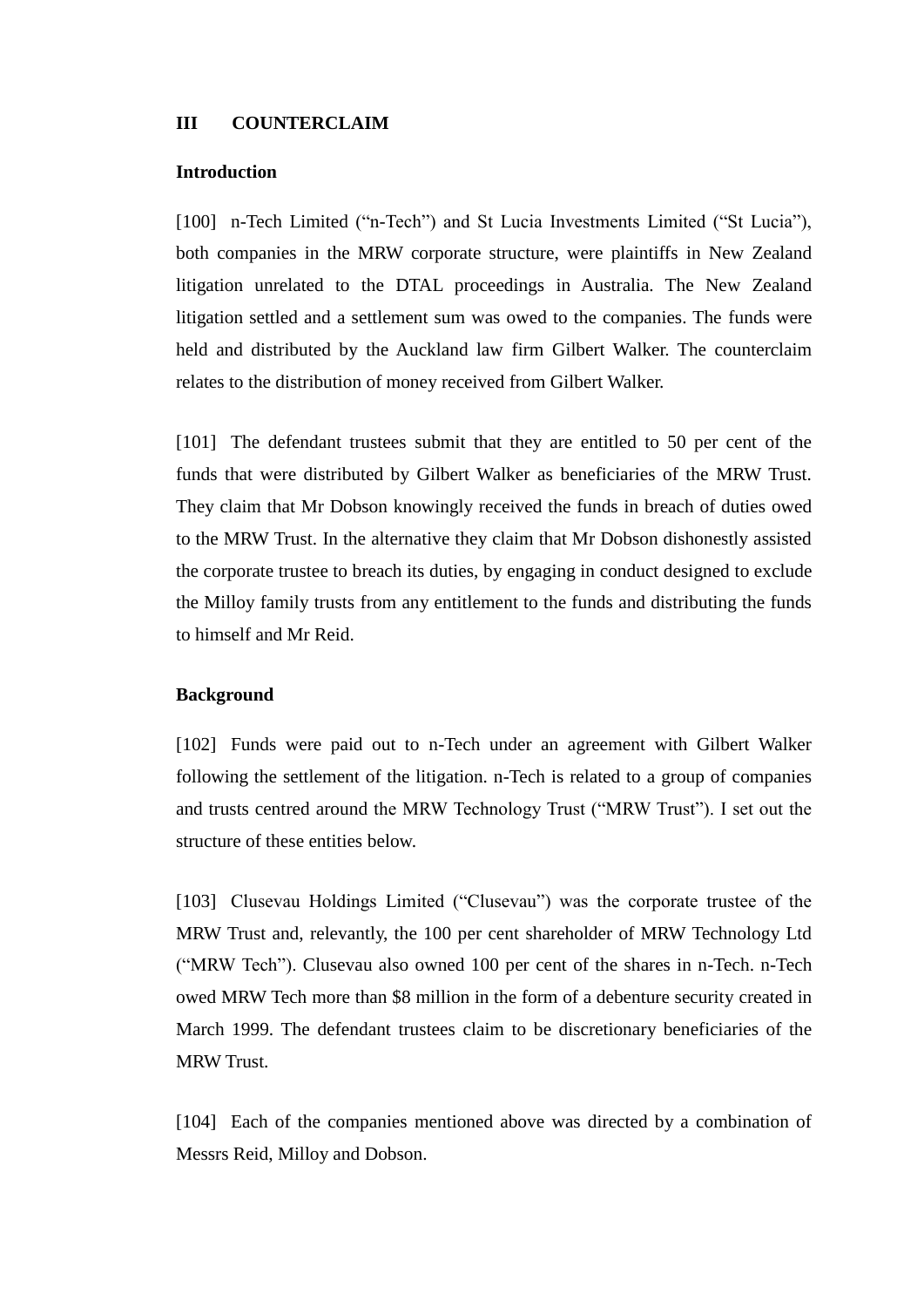## III COUNTERCLAIM

### Introduction

[100] n-Tech Limited ("n-Tech") and St Lucia Investments Limited ("St Lucia"), both companies in the MRW corporate structure, were plaintiffs in New Zealand litigation unrelated to the DTAL proceedings in Australia. The New Zealand litigation settled and a settlement sum was owed to the companies. The funds were held and distributed by the Auckland law firm Gilbert Walker. The counterclaim relates to the distribution of money received from Gilbert Walker.

[101] The defendant trustees submit that they are entitled to 50 per cent of the funds that were distributed by Gilbert Walker as beneficiaries of the MRW Trust. They claim that Mr Dobson knowingly received the funds in breach of duties owed to the MRW Trust. In the alternative they claim that Mr Dobson dishonestly assisted the corporate trustee to breach its duties, by engaging in conduct designed to exclude the Milloy family trusts from any entitlement to the funds and distributing the funds to himself and Mr Reid.

### Background

[102] Funds were paid out to n-Tech under an agreement with Gilbert Walker following the settlement of the litigation. n-Tech is related to a group of companies and trusts centred around the MRW Technology Trust ("MRW Trust"). I set out the structure of these entities below.

[103] Clusevau Holdings Limited ("Clusevau") was the corporate trustee of the MRW Trust and, relevantly, the 100 per cent shareholder of MRW Technology Ltd ("MRW Tech"). Clusevau also owned 100 per cent of the shares in n-Tech. n-Tech owed MRW Tech more than $8 million in the form of a debenture security created in March 1999. The defendant trustees claim to be discretionary beneficiaries of the MRW Trust.

[104] Each of the companies mentioned above was directed by a combination of Messrs Reid, Milloy and Dobson.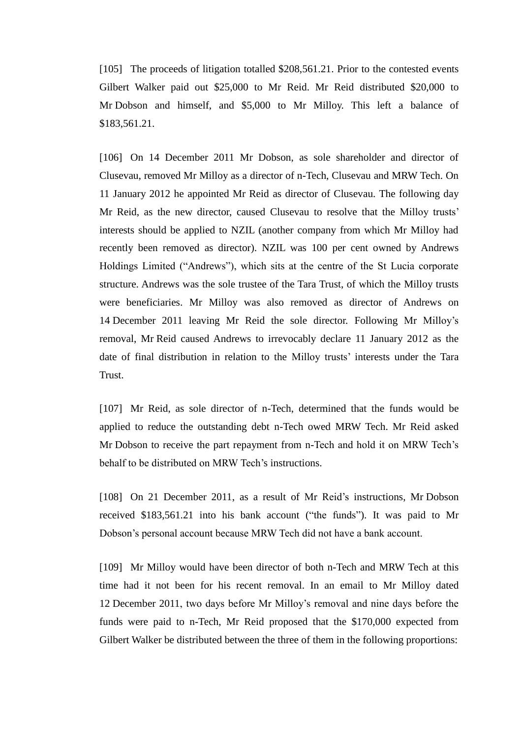[105] The proceeds of litigation totalled $208,561.21. Prior to the contested events Gilbert Walker paid out $25,000 to Mr Reid. Mr Reid distributed $20,000 to Mr Dobson and himself, and $5,000 to Mr Milloy. This left a balance of $183,561.21.

[106] On 14 December 2011 Mr Dobson, as sole shareholder and director of Clusevau, removed Mr Milloy as a director of n-Tech, Clusevau and MRW Tech. On 11 January 2012 he appointed Mr Reid as director of Clusevau. The following day Mr Reid, as the new director, caused Clusevau to resolve that the Milloy trusts' interests should be applied to NZIL (another company from which Mr Milloy had recently been removed as director). NZIL was 100 per cent owned by Andrews Holdings Limited ("Andrews"), which sits at the centre of the St Lucia corporate structure. Andrews was the sole trustee of the Tara Trust, of which the Milloy trusts were beneficiaries. Mr Milloy was also removed as director of Andrews on 14 December 2011 leaving Mr Reid the sole director. Following Mr Milloy's removal, Mr Reid caused Andrews to irrevocably declare 11 January 2012 as the date of final distribution in relation to the Milloy trusts' interests under the Tara Trust.

[107] Mr Reid, as sole director of n-Tech, determined that the funds would be applied to reduce the outstanding debt n-Tech owed MRW Tech. Mr Reid asked Mr Dobson to receive the part repayment from n-Tech and hold it on MRW Tech's behalf to be distributed on MRW Tech's instructions.

[108] On 21 December 2011, as a result of Mr Reid's instructions, Mr Dobson received $183,561.21 into his bank account ("the funds"). It was paid to Mr Dobson's personal account because MRW Tech did not have a bank account.

[109] Mr Milloy would have been director of both n-Tech and MRW Tech at this time had it not been for his recent removal. In an email to Mr Milloy dated 12 December 2011, two days before Mr Milloy's removal and nine days before the funds were paid to n-Tech, Mr Reid proposed that the $170,000 expected from Gilbert Walker be distributed between the three of them in the following proportions: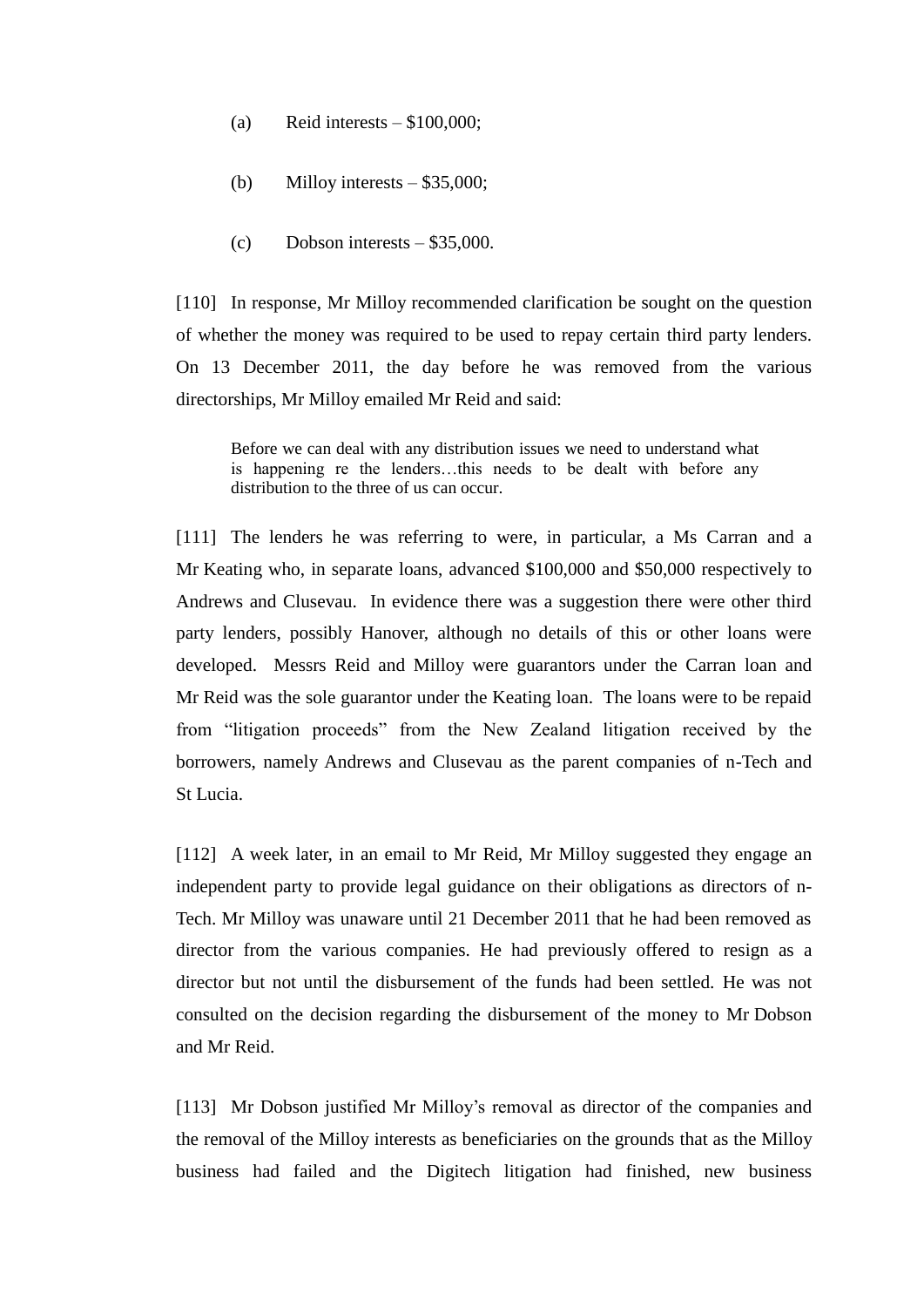(a) Reid interests – $100,000;

(b) Milloy interests – $35,000;

(c) Dobson interests – $35,000.

[110] In response, Mr Milloy recommended clarification be sought on the question of whether the money was required to be used to repay certain third party lenders. On 13 December 2011, the day before he was removed from the various directorships, Mr Milloy emailed Mr Reid and said:

> Before we can deal with any distribution issues we need to understand what is happening re the lenders…this needs to be dealt with before any distribution to the three of us can occur.

[111] The lenders he was referring to were, in particular, a Ms Carran and a Mr Keating who, in separate loans, advanced $100,000 and $50,000 respectively to Andrews and Clusevau. In evidence there was a suggestion there were other third party lenders, possibly Hanover, although no details of this or other loans were developed. Messrs Reid and Milloy were guarantors under the Carran loan and Mr Reid was the sole guarantor under the Keating loan. The loans were to be repaid from "litigation proceeds" from the New Zealand litigation received by the borrowers, namely Andrews and Clusevau as the parent companies of n-Tech and St Lucia.

[112] A week later, in an email to Mr Reid, Mr Milloy suggested they engage an independent party to provide legal guidance on their obligations as directors of n-Tech. Mr Milloy was unaware until 21 December 2011 that he had been removed as director from the various companies. He had previously offered to resign as a director but not until the disbursement of the funds had been settled. He was not consulted on the decision regarding the disbursement of the money to Mr Dobson and Mr Reid.

[113] Mr Dobson justified Mr Milloy's removal as director of the companies and the removal of the Milloy interests as beneficiaries on the grounds that as the Milloy business had failed and the Digitech litigation had finished, new business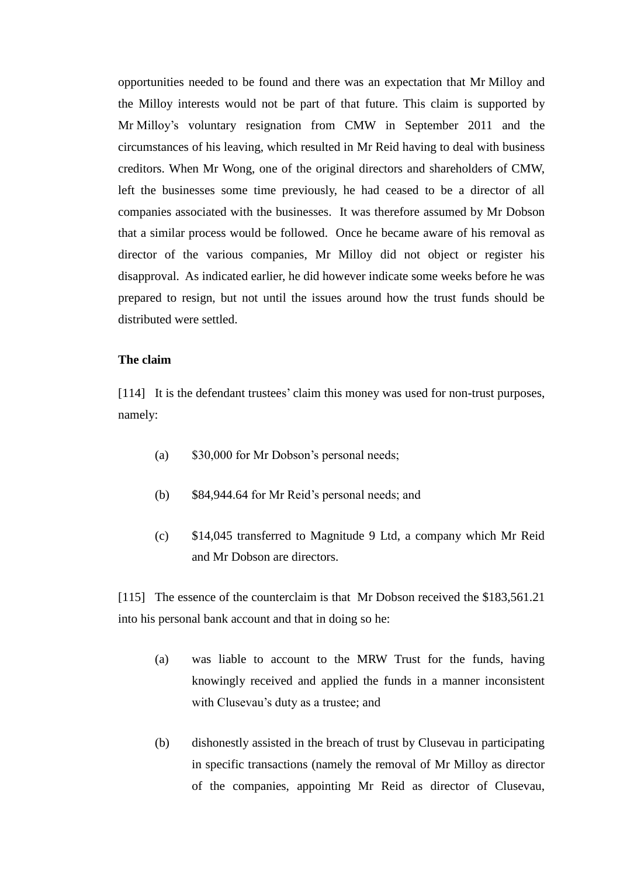opportunities needed to be found and there was an expectation that Mr Milloy and the Milloy interests would not be part of that future. This claim is supported by Mr Milloy's voluntary resignation from CMW in September 2011 and the circumstances of his leaving, which resulted in Mr Reid having to deal with business creditors. When Mr Wong, one of the original directors and shareholders of CMW, left the businesses some time previously, he had ceased to be a director of all companies associated with the businesses. It was therefore assumed by Mr Dobson that a similar process would be followed. Once he became aware of his removal as director of the various companies, Mr Milloy did not object or register his disapproval. As indicated earlier, he did however indicate some weeks before he was prepared to resign, but not until the issues around how the trust funds should be distributed were settled.

**The claim**

[114] It is the defendant trustees' claim this money was used for non-trust purposes, namely:

(a) $30,000 for Mr Dobson's personal needs;

(b) $84,944.64 for Mr Reid's personal needs; and

(c) $14,045 transferred to Magnitude 9 Ltd, a company which Mr Reid and Mr Dobson are directors.

[115] The essence of the counterclaim is that Mr Dobson received the $183,561.21 into his personal bank account and that in doing so he:

(a) was liable to account to the MRW Trust for the funds, having knowingly received and applied the funds in a manner inconsistent with Clusevau's duty as a trustee; and

(b) dishonestly assisted in the breach of trust by Clusevau in participating in specific transactions (namely the removal of Mr Milloy as director of the companies, appointing Mr Reid as director of Clusevau,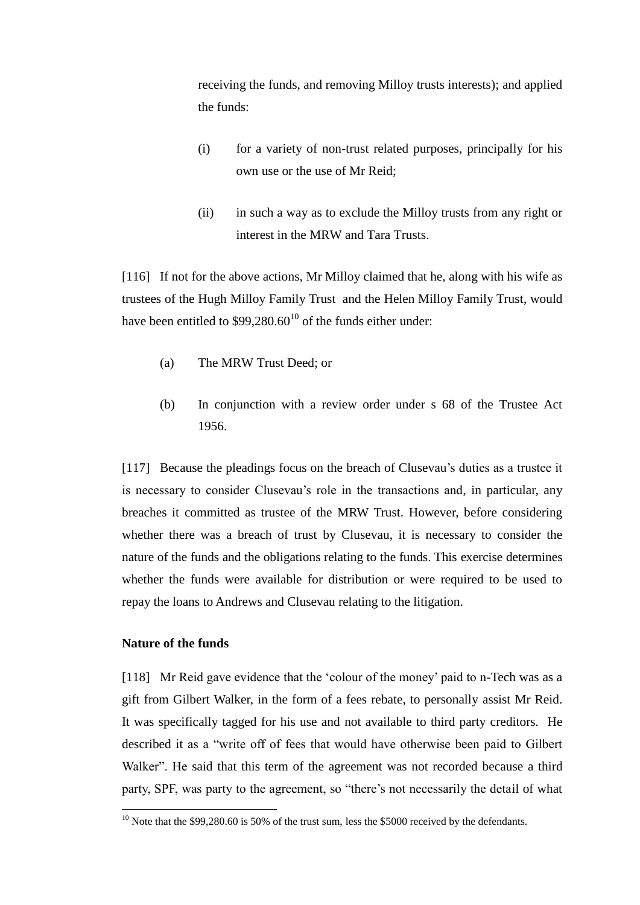receiving the funds, and removing Milloy trusts interests); and applied the funds:

(i) for a variety of non-trust related purposes, principally for his own use or the use of Mr Reid;

(ii) in such a way as to exclude the Milloy trusts from any right or interest in the MRW and Tara Trusts.

[116] If not for the above actions, Mr Milloy claimed that he, along with his wife as trustees of the Hugh Milloy Family Trust and the Helen Milloy Family Trust, would have been entitled to $99,280.60[10] of the funds either under:

(a) The MRW Trust Deed; or

(b) In conjunction with a review order under s 68 of the Trustee Act 1956.

[117] Because the pleadings focus on the breach of Clusevau's duties as a trustee it is necessary to consider Clusevau's role in the transactions and, in particular, any breaches it committed as trustee of the MRW Trust. However, before considering whether there was a breach of trust by Clusevau, it is necessary to consider the nature of the funds and the obligations relating to the funds. This exercise determines whether the funds were available for distribution or were required to be used to repay the loans to Andrews and Clusevau relating to the litigation.

**Nature of the funds**

[118] Mr Reid gave evidence that the 'colour of the money' paid to n-Tech was as a gift from Gilbert Walker, in the form of a fees rebate, to personally assist Mr Reid. It was specifically tagged for his use and not available to third party creditors. He described it as a "write off of fees that would have otherwise been paid to Gilbert Walker". He said that this term of the agreement was not recorded because a third party, SPF, was party to the agreement, so "there's not necessarily the detail of what

[10] Note that the $99,280.60 is 50% of the trust sum, less the $5000 received by the defendants.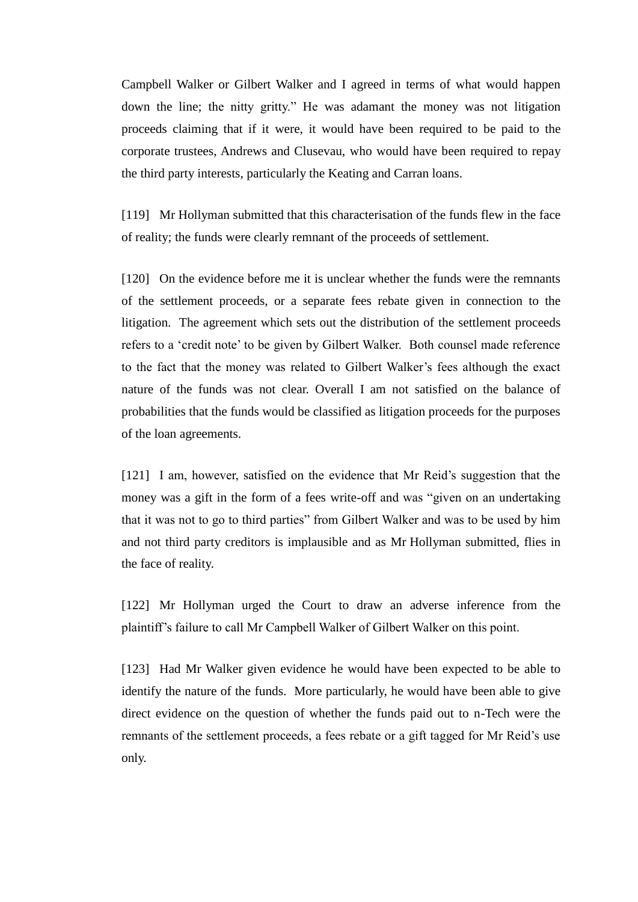Campbell Walker or Gilbert Walker and I agreed in terms of what would happen down the line; the nitty gritty." He was adamant the money was not litigation proceeds claiming that if it were, it would have been required to be paid to the corporate trustees, Andrews and Clusevau, who would have been required to repay the third party interests, particularly the Keating and Carran loans.

[119] Mr Hollyman submitted that this characterisation of the funds flew in the face of reality; the funds were clearly remnant of the proceeds of settlement.

[120] On the evidence before me it is unclear whether the funds were the remnants of the settlement proceeds, or a separate fees rebate given in connection to the litigation. The agreement which sets out the distribution of the settlement proceeds refers to a 'credit note' to be given by Gilbert Walker. Both counsel made reference to the fact that the money was related to Gilbert Walker's fees although the exact nature of the funds was not clear. Overall I am not satisfied on the balance of probabilities that the funds would be classified as litigation proceeds for the purposes of the loan agreements.

[121] I am, however, satisfied on the evidence that Mr Reid's suggestion that the money was a gift in the form of a fees write-off and was "given on an undertaking that it was not to go to third parties" from Gilbert Walker and was to be used by him and not third party creditors is implausible and as Mr Hollyman submitted, flies in the face of reality.

[122] Mr Hollyman urged the Court to draw an adverse inference from the plaintiff's failure to call Mr Campbell Walker of Gilbert Walker on this point.

[123] Had Mr Walker given evidence he would have been expected to be able to identify the nature of the funds. More particularly, he would have been able to give direct evidence on the question of whether the funds paid out to n-Tech were the remnants of the settlement proceeds, a fees rebate or a gift tagged for Mr Reid's use only.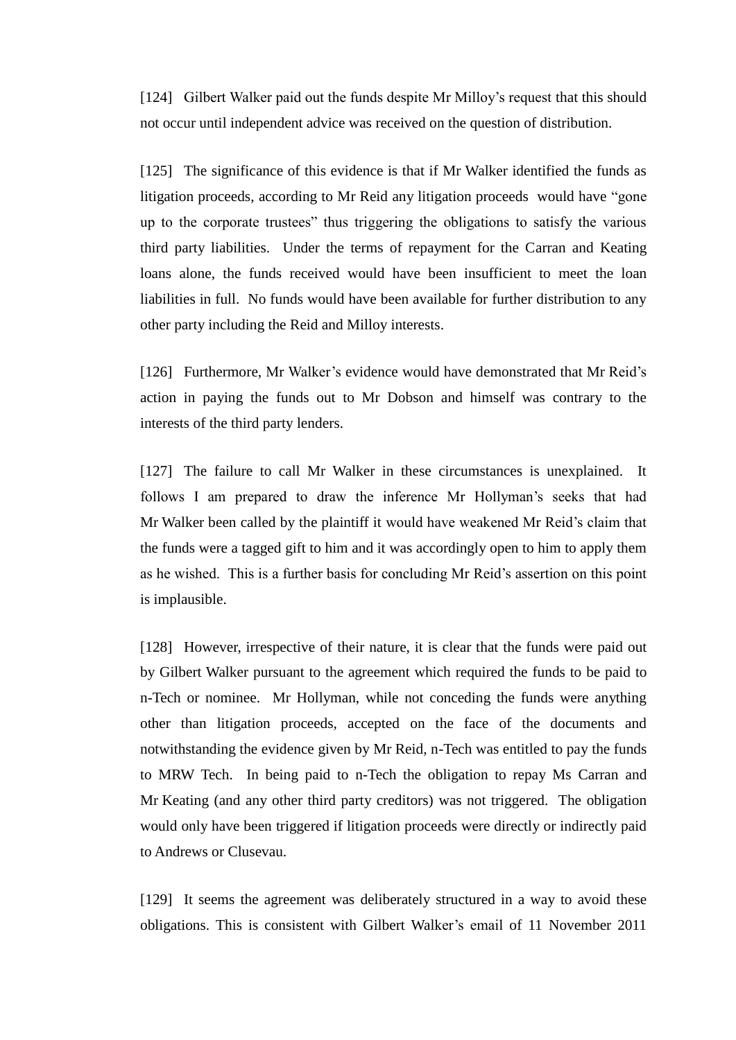[124] Gilbert Walker paid out the funds despite Mr Milloy's request that this should not occur until independent advice was received on the question of distribution.

[125] The significance of this evidence is that if Mr Walker identified the funds as litigation proceeds, according to Mr Reid any litigation proceeds would have "gone up to the corporate trustees" thus triggering the obligations to satisfy the various third party liabilities. Under the terms of repayment for the Carran and Keating loans alone, the funds received would have been insufficient to meet the loan liabilities in full. No funds would have been available for further distribution to any other party including the Reid and Milloy interests.

[126] Furthermore, Mr Walker's evidence would have demonstrated that Mr Reid's action in paying the funds out to Mr Dobson and himself was contrary to the interests of the third party lenders.

[127] The failure to call Mr Walker in these circumstances is unexplained. It follows I am prepared to draw the inference Mr Hollyman's seeks that had Mr Walker been called by the plaintiff it would have weakened Mr Reid's claim that the funds were a tagged gift to him and it was accordingly open to him to apply them as he wished. This is a further basis for concluding Mr Reid's assertion on this point is implausible.

[128] However, irrespective of their nature, it is clear that the funds were paid out by Gilbert Walker pursuant to the agreement which required the funds to be paid to n-Tech or nominee. Mr Hollyman, while not conceding the funds were anything other than litigation proceeds, accepted on the face of the documents and notwithstanding the evidence given by Mr Reid, n-Tech was entitled to pay the funds to MRW Tech. In being paid to n-Tech the obligation to repay Ms Carran and Mr Keating (and any other third party creditors) was not triggered. The obligation would only have been triggered if litigation proceeds were directly or indirectly paid to Andrews or Clusevau.

[129] It seems the agreement was deliberately structured in a way to avoid these obligations. This is consistent with Gilbert Walker's email of 11 November 2011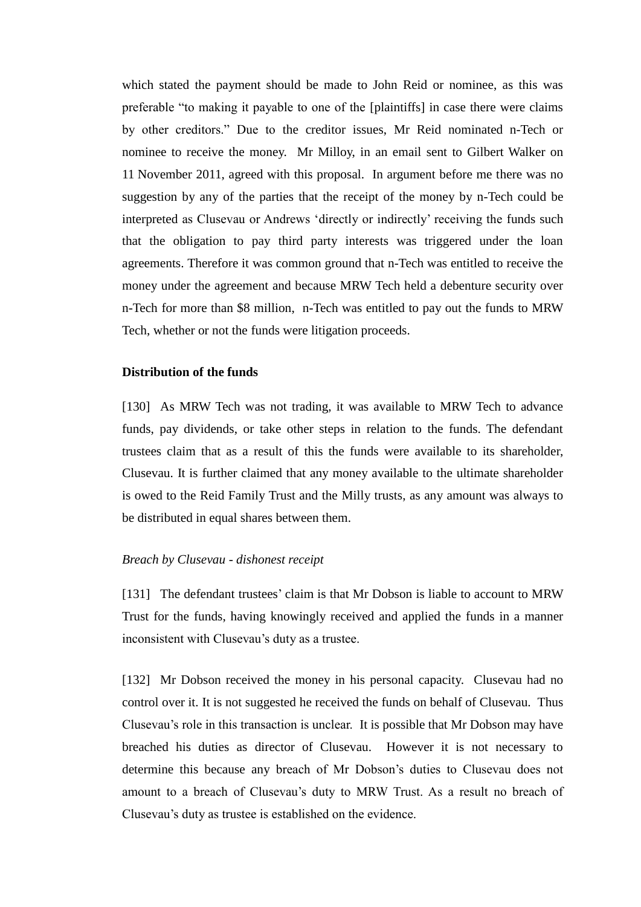which stated the payment should be made to John Reid or nominee, as this was preferable "to making it payable to one of the [plaintiffs] in case there were claims by other creditors." Due to the creditor issues, Mr Reid nominated n-Tech or nominee to receive the money. Mr Milloy, in an email sent to Gilbert Walker on 11 November 2011, agreed with this proposal. In argument before me there was no suggestion by any of the parties that the receipt of the money by n-Tech could be interpreted as Clusevau or Andrews 'directly or indirectly' receiving the funds such that the obligation to pay third party interests was triggered under the loan agreements. Therefore it was common ground that n-Tech was entitled to receive the money under the agreement and because MRW Tech held a debenture security over n-Tech for more than $8 million, n-Tech was entitled to pay out the funds to MRW Tech, whether or not the funds were litigation proceeds.

**Distribution of the funds**

[130] As MRW Tech was not trading, it was available to MRW Tech to advance funds, pay dividends, or take other steps in relation to the funds. The defendant trustees claim that as a result of this the funds were available to its shareholder, Clusevau. It is further claimed that any money available to the ultimate shareholder is owed to the Reid Family Trust and the Milly trusts, as any amount was always to be distributed in equal shares between them.

*Breach by Clusevau - dishonest receipt*

[131] The defendant trustees' claim is that Mr Dobson is liable to account to MRW Trust for the funds, having knowingly received and applied the funds in a manner inconsistent with Clusevau's duty as a trustee.

[132] Mr Dobson received the money in his personal capacity. Clusevau had no control over it. It is not suggested he received the funds on behalf of Clusevau. Thus Clusevau's role in this transaction is unclear. It is possible that Mr Dobson may have breached his duties as director of Clusevau. However it is not necessary to determine this because any breach of Mr Dobson's duties to Clusevau does not amount to a breach of Clusevau's duty to MRW Trust. As a result no breach of Clusevau's duty as trustee is established on the evidence.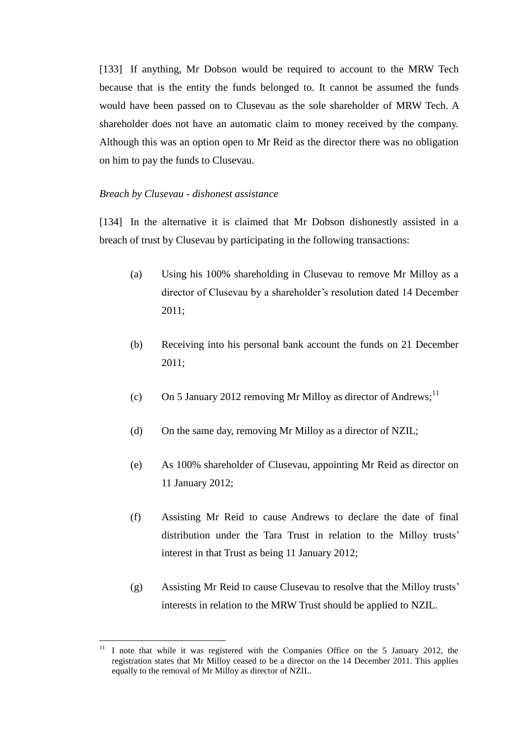[133] If anything, Mr Dobson would be required to account to the MRW Tech because that is the entity the funds belonged to. It cannot be assumed the funds would have been passed on to Clusevau as the sole shareholder of MRW Tech. A shareholder does not have an automatic claim to money received by the company. Although this was an option open to Mr Reid as the director there was no obligation on him to pay the funds to Clusevau.

*Breach by Clusevau - dishonest assistance*

[134] In the alternative it is claimed that Mr Dobson dishonestly assisted in a breach of trust by Clusevau by participating in the following transactions:

(a) Using his 100% shareholding in Clusevau to remove Mr Milloy as a director of Clusevau by a shareholder's resolution dated 14 December 2011;

(b) Receiving into his personal bank account the funds on 21 December 2011;

(c) On 5 January 2012 removing Mr Milloy as director of Andrews;[11]

(d) On the same day, removing Mr Milloy as a director of NZIL;

(e) As 100% shareholder of Clusevau, appointing Mr Reid as director on 11 January 2012;

(f) Assisting Mr Reid to cause Andrews to declare the date of final distribution under the Tara Trust in relation to the Milloy trusts' interest in that Trust as being 11 January 2012;

(g) Assisting Mr Reid to cause Clusevau to resolve that the Milloy trusts' interests in relation to the MRW Trust should be applied to NZIL.

---

[11] I note that while it was registered with the Companies Office on the 5 January 2012, the registration states that Mr Milloy ceased to be a director on the 14 December 2011. This applies equally to the removal of Mr Milloy as director of NZIL.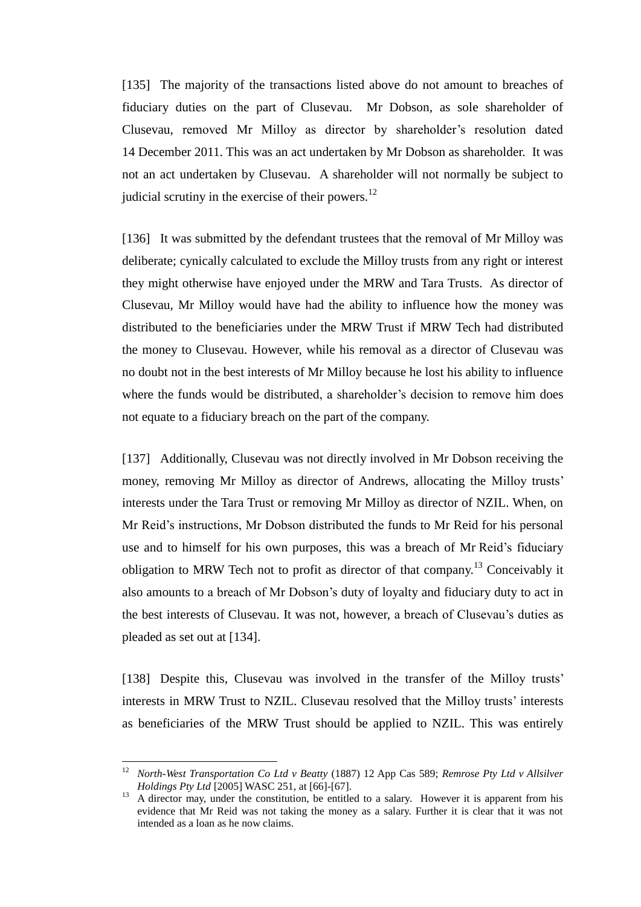[135] The majority of the transactions listed above do not amount to breaches of fiduciary duties on the part of Clusevau. Mr Dobson, as sole shareholder of Clusevau, removed Mr Milloy as director by shareholder's resolution dated 14 December 2011. This was an act undertaken by Mr Dobson as shareholder. It was not an act undertaken by Clusevau. A shareholder will not normally be subject to judicial scrutiny in the exercise of their powers.[12]

[136] It was submitted by the defendant trustees that the removal of Mr Milloy was deliberate; cynically calculated to exclude the Milloy trusts from any right or interest they might otherwise have enjoyed under the MRW and Tara Trusts. As director of Clusevau, Mr Milloy would have had the ability to influence how the money was distributed to the beneficiaries under the MRW Trust if MRW Tech had distributed the money to Clusevau. However, while his removal as a director of Clusevau was no doubt not in the best interests of Mr Milloy because he lost his ability to influence where the funds would be distributed, a shareholder's decision to remove him does not equate to a fiduciary breach on the part of the company.

[137] Additionally, Clusevau was not directly involved in Mr Dobson receiving the money, removing Mr Milloy as director of Andrews, allocating the Milloy trusts' interests under the Tara Trust or removing Mr Milloy as director of NZIL. When, on Mr Reid's instructions, Mr Dobson distributed the funds to Mr Reid for his personal use and to himself for his own purposes, this was a breach of Mr Reid's fiduciary obligation to MRW Tech not to profit as director of that company.[13] Conceivably it also amounts to a breach of Mr Dobson's duty of loyalty and fiduciary duty to act in the best interests of Clusevau. It was not, however, a breach of Clusevau's duties as pleaded as set out at [134].

[138] Despite this, Clusevau was involved in the transfer of the Milloy trusts' interests in MRW Trust to NZIL. Clusevau resolved that the Milloy trusts' interests as beneficiaries of the MRW Trust should be applied to NZIL. This was entirely

---

[12] *North-West Transportation Co Ltd v Beatty* (1887) 12 App Cas 589; *Remrose Pty Ltd v Allsilver Holdings Pty Ltd* [2005] WASC 251, at [66]-[67].

[13] A director may, under the constitution, be entitled to a salary. However it is apparent from his evidence that Mr Reid was not taking the money as a salary. Further it is clear that it was not intended as a loan as he now claims.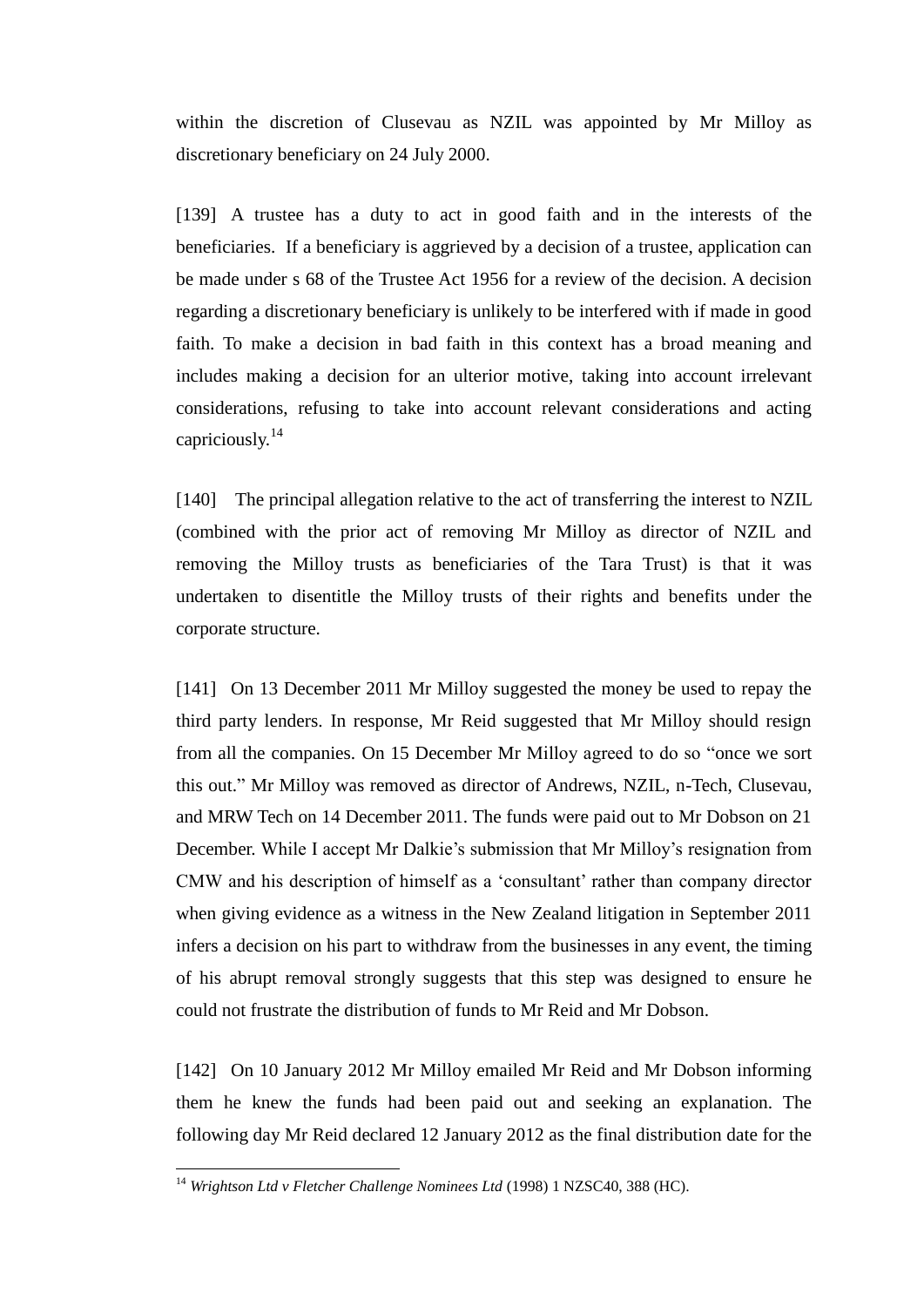within the discretion of Clusevau as NZIL was appointed by Mr Milloy as discretionary beneficiary on 24 July 2000.

[139] A trustee has a duty to act in good faith and in the interests of the beneficiaries. If a beneficiary is aggrieved by a decision of a trustee, application can be made under s 68 of the Trustee Act 1956 for a review of the decision. A decision regarding a discretionary beneficiary is unlikely to be interfered with if made in good faith. To make a decision in bad faith in this context has a broad meaning and includes making a decision for an ulterior motive, taking into account irrelevant considerations, refusing to take into account relevant considerations and acting capriciously.[14]

[140] The principal allegation relative to the act of transferring the interest to NZIL (combined with the prior act of removing Mr Milloy as director of NZIL and removing the Milloy trusts as beneficiaries of the Tara Trust) is that it was undertaken to disentitle the Milloy trusts of their rights and benefits under the corporate structure.

[141] On 13 December 2011 Mr Milloy suggested the money be used to repay the third party lenders. In response, Mr Reid suggested that Mr Milloy should resign from all the companies. On 15 December Mr Milloy agreed to do so "once we sort this out." Mr Milloy was removed as director of Andrews, NZIL, n-Tech, Clusevau, and MRW Tech on 14 December 2011. The funds were paid out to Mr Dobson on 21 December. While I accept Mr Dalkie's submission that Mr Milloy's resignation from CMW and his description of himself as a 'consultant' rather than company director when giving evidence as a witness in the New Zealand litigation in September 2011 infers a decision on his part to withdraw from the businesses in any event, the timing of his abrupt removal strongly suggests that this step was designed to ensure he could not frustrate the distribution of funds to Mr Reid and Mr Dobson.

[142] On 10 January 2012 Mr Milloy emailed Mr Reid and Mr Dobson informing them he knew the funds had been paid out and seeking an explanation. The following day Mr Reid declared 12 January 2012 as the final distribution date for the

---

[14] *Wrightson Ltd v Fletcher Challenge Nominees Ltd* (1998) 1 NZSC40, 388 (HC).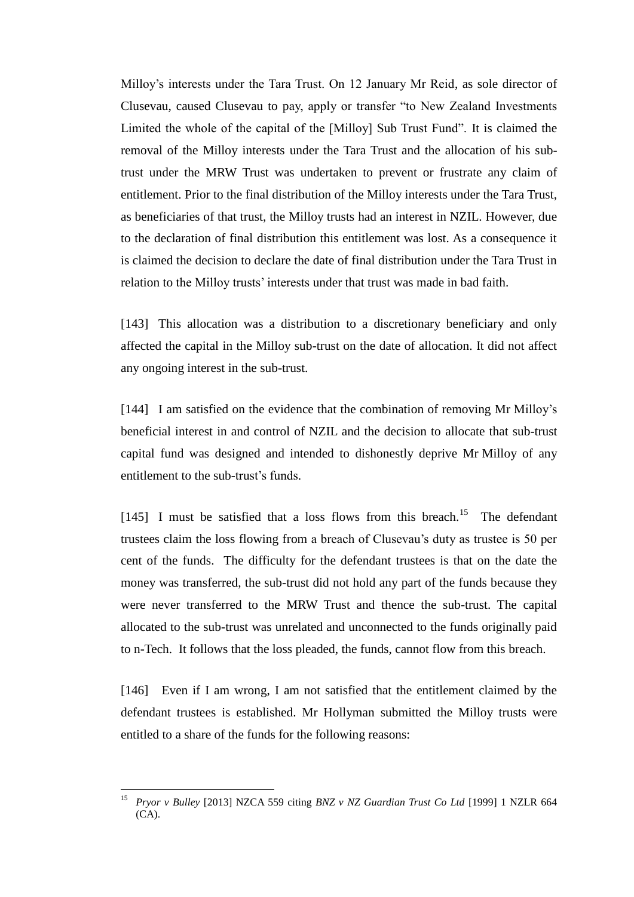Milloy's interests under the Tara Trust. On 12 January Mr Reid, as sole director of Clusevau, caused Clusevau to pay, apply or transfer "to New Zealand Investments Limited the whole of the capital of the [Milloy] Sub Trust Fund". It is claimed the removal of the Milloy interests under the Tara Trust and the allocation of his sub-trust under the MRW Trust was undertaken to prevent or frustrate any claim of entitlement. Prior to the final distribution of the Milloy interests under the Tara Trust, as beneficiaries of that trust, the Milloy trusts had an interest in NZIL. However, due to the declaration of final distribution this entitlement was lost. As a consequence it is claimed the decision to declare the date of final distribution under the Tara Trust in relation to the Milloy trusts' interests under that trust was made in bad faith.

[143] This allocation was a distribution to a discretionary beneficiary and only affected the capital in the Milloy sub-trust on the date of allocation. It did not affect any ongoing interest in the sub-trust.

[144] I am satisfied on the evidence that the combination of removing Mr Milloy's beneficial interest in and control of NZIL and the decision to allocate that sub-trust capital fund was designed and intended to dishonestly deprive Mr Milloy of any entitlement to the sub-trust's funds.

[145] I must be satisfied that a loss flows from this breach.[15] The defendant trustees claim the loss flowing from a breach of Clusevau's duty as trustee is 50 per cent of the funds. The difficulty for the defendant trustees is that on the date the money was transferred, the sub-trust did not hold any part of the funds because they were never transferred to the MRW Trust and thence the sub-trust. The capital allocated to the sub-trust was unrelated and unconnected to the funds originally paid to n-Tech. It follows that the loss pleaded, the funds, cannot flow from this breach.

[146] Even if I am wrong, I am not satisfied that the entitlement claimed by the defendant trustees is established. Mr Hollyman submitted the Milloy trusts were entitled to a share of the funds for the following reasons:

---

[15] *Pryor v Bulley* [2013] NZCA 559 citing *BNZ v NZ Guardian Trust Co Ltd* [1999] 1 NZLR 664 (CA).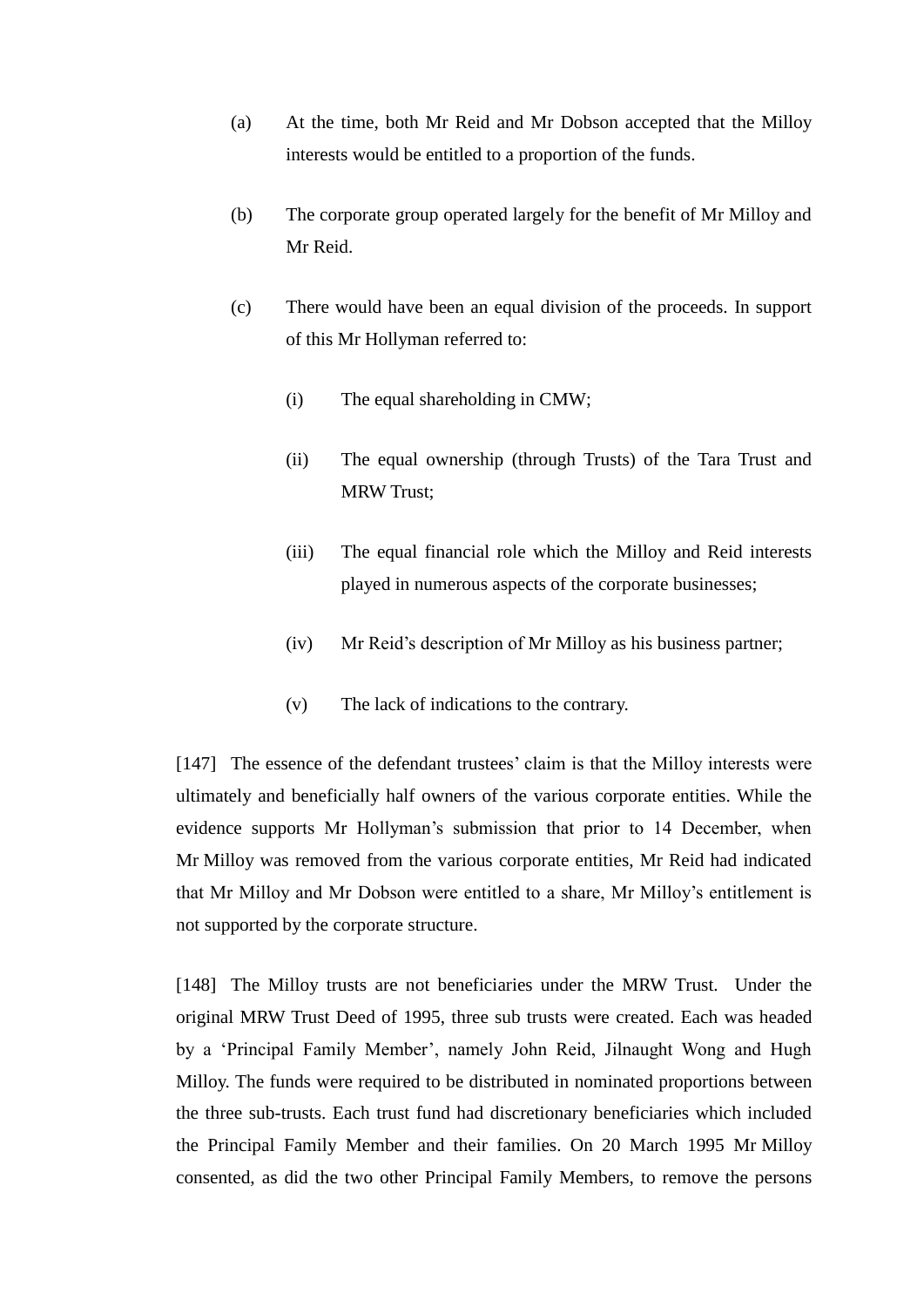(a) At the time, both Mr Reid and Mr Dobson accepted that the Milloy interests would be entitled to a proportion of the funds.

(b) The corporate group operated largely for the benefit of Mr Milloy and Mr Reid.

(c) There would have been an equal division of the proceeds. In support of this Mr Hollyman referred to:

   (i) The equal shareholding in CMW;

   (ii) The equal ownership (through Trusts) of the Tara Trust and MRW Trust;

   (iii) The equal financial role which the Milloy and Reid interests played in numerous aspects of the corporate businesses;

   (iv) Mr Reid's description of Mr Milloy as his business partner;

   (v) The lack of indications to the contrary.

[147] The essence of the defendant trustees' claim is that the Milloy interests were ultimately and beneficially half owners of the various corporate entities. While the evidence supports Mr Hollyman's submission that prior to 14 December, when Mr Milloy was removed from the various corporate entities, Mr Reid had indicated that Mr Milloy and Mr Dobson were entitled to a share, Mr Milloy's entitlement is not supported by the corporate structure.

[148] The Milloy trusts are not beneficiaries under the MRW Trust. Under the original MRW Trust Deed of 1995, three sub trusts were created. Each was headed by a 'Principal Family Member', namely John Reid, Jilnaught Wong and Hugh Milloy. The funds were required to be distributed in nominated proportions between the three sub-trusts. Each trust fund had discretionary beneficiaries which included the Principal Family Member and their families. On 20 March 1995 Mr Milloy consented, as did the two other Principal Family Members, to remove the persons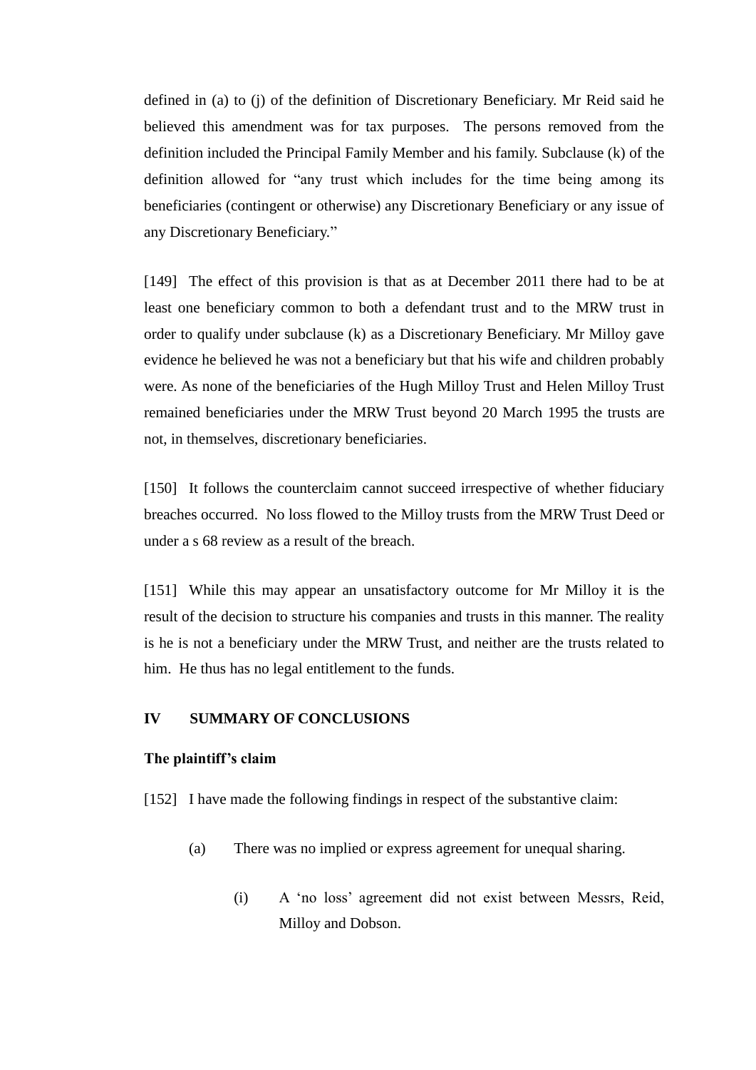defined in (a) to (j) of the definition of Discretionary Beneficiary. Mr Reid said he believed this amendment was for tax purposes. The persons removed from the definition included the Principal Family Member and his family. Subclause (k) of the definition allowed for "any trust which includes for the time being among its beneficiaries (contingent or otherwise) any Discretionary Beneficiary or any issue of any Discretionary Beneficiary."

[149] The effect of this provision is that as at December 2011 there had to be at least one beneficiary common to both a defendant trust and to the MRW trust in order to qualify under subclause (k) as a Discretionary Beneficiary. Mr Milloy gave evidence he believed he was not a beneficiary but that his wife and children probably were. As none of the beneficiaries of the Hugh Milloy Trust and Helen Milloy Trust remained beneficiaries under the MRW Trust beyond 20 March 1995 the trusts are not, in themselves, discretionary beneficiaries.

[150] It follows the counterclaim cannot succeed irrespective of whether fiduciary breaches occurred. No loss flowed to the Milloy trusts from the MRW Trust Deed or under a s 68 review as a result of the breach.

[151] While this may appear an unsatisfactory outcome for Mr Milloy it is the result of the decision to structure his companies and trusts in this manner. The reality is he is not a beneficiary under the MRW Trust, and neither are the trusts related to him. He thus has no legal entitlement to the funds.

## IV SUMMARY OF CONCLUSIONS

### The plaintiff's claim

[152] I have made the following findings in respect of the substantive claim:

(a) There was no implied or express agreement for unequal sharing.

(i) A 'no loss' agreement did not exist between Messrs, Reid, Milloy and Dobson.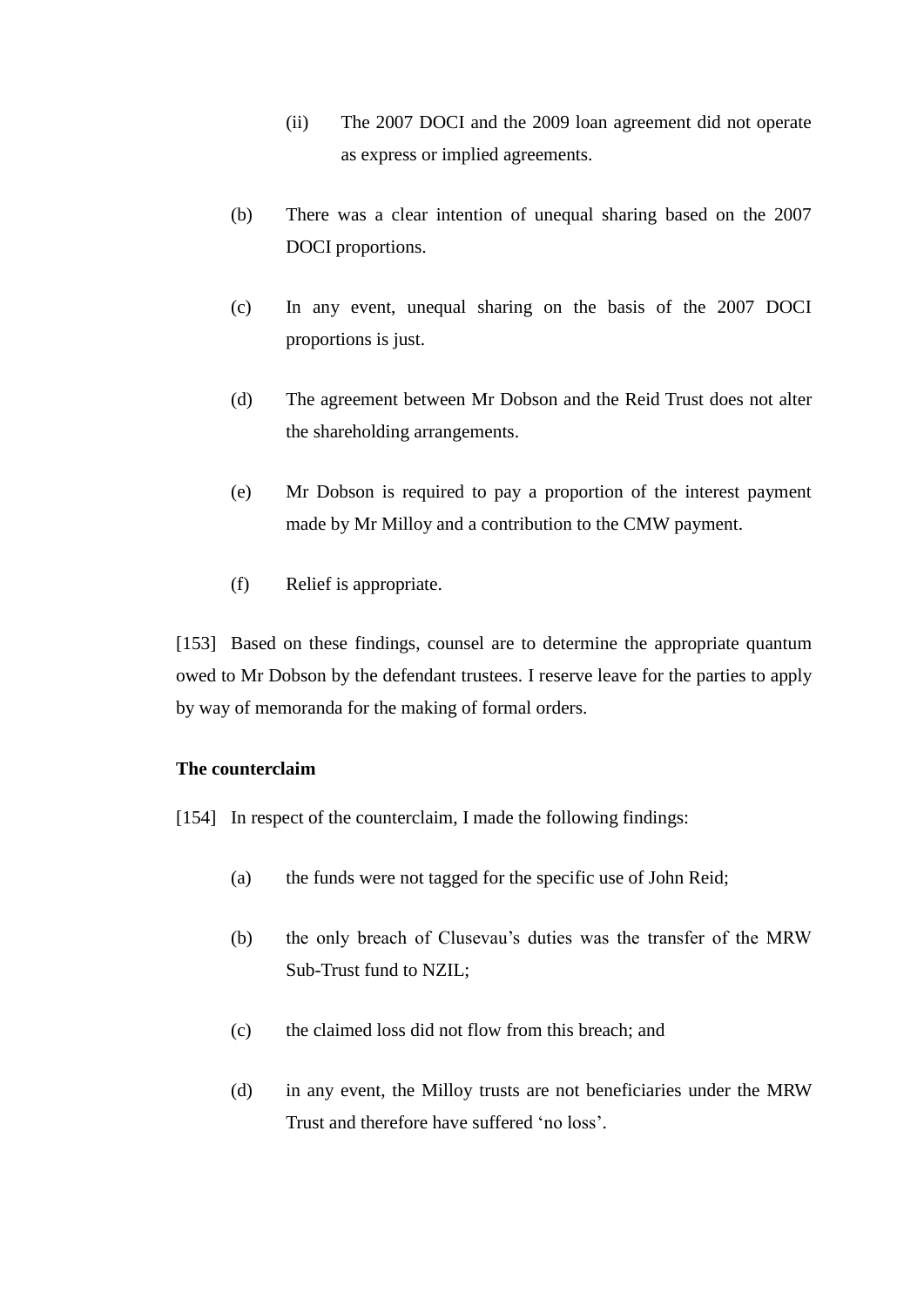(ii) The 2007 DOCI and the 2009 loan agreement did not operate as express or implied agreements.

(b) There was a clear intention of unequal sharing based on the 2007 DOCI proportions.

(c) In any event, unequal sharing on the basis of the 2007 DOCI proportions is just.

(d) The agreement between Mr Dobson and the Reid Trust does not alter the shareholding arrangements.

(e) Mr Dobson is required to pay a proportion of the interest payment made by Mr Milloy and a contribution to the CMW payment.

(f) Relief is appropriate.

[153] Based on these findings, counsel are to determine the appropriate quantum owed to Mr Dobson by the defendant trustees. I reserve leave for the parties to apply by way of memoranda for the making of formal orders.

**The counterclaim**

[154] In respect of the counterclaim, I made the following findings:

(a) the funds were not tagged for the specific use of John Reid;

(b) the only breach of Clusevau's duties was the transfer of the MRW Sub-Trust fund to NZIL;

(c) the claimed loss did not flow from this breach; and

(d) in any event, the Milloy trusts are not beneficiaries under the MRW Trust and therefore have suffered 'no loss'.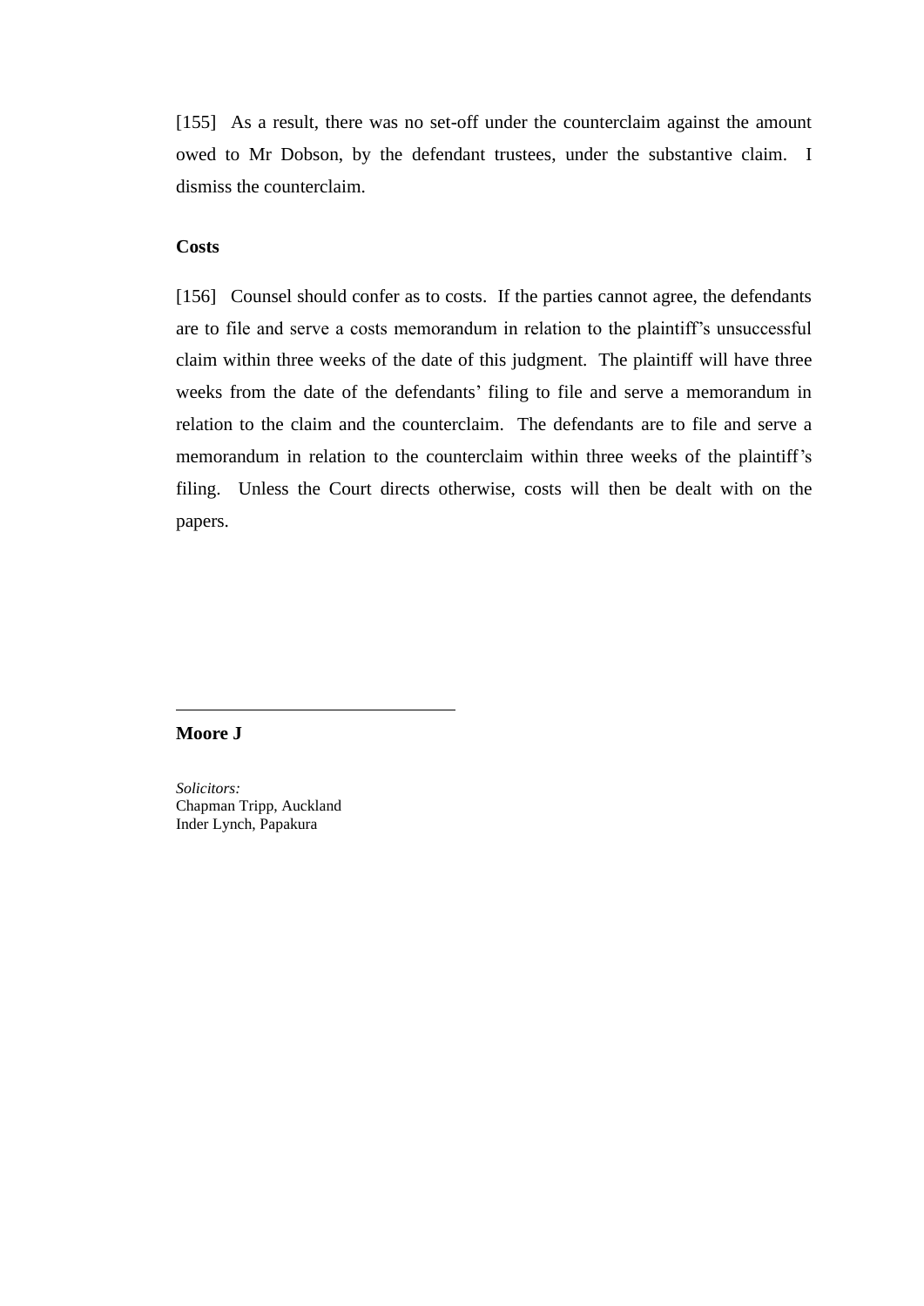[155] As a result, there was no set-off under the counterclaim against the amount owed to Mr Dobson, by the defendant trustees, under the substantive claim. I dismiss the counterclaim.

**Costs**

[156] Counsel should confer as to costs. If the parties cannot agree, the defendants are to file and serve a costs memorandum in relation to the plaintiff's unsuccessful claim within three weeks of the date of this judgment. The plaintiff will have three weeks from the date of the defendants' filing to file and serve a memorandum in relation to the claim and the counterclaim. The defendants are to file and serve a memorandum in relation to the counterclaim within three weeks of the plaintiff's filing. Unless the Court directs otherwise, costs will then be dealt with on the papers.

---

**Moore J**

*Solicitors:*
Chapman Tripp, Auckland
Inder Lynch, Papakura